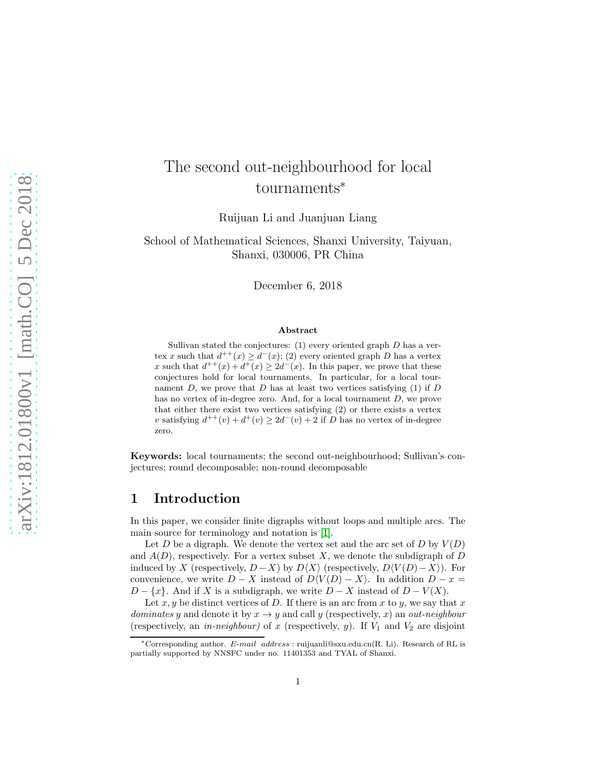# The second out-neighbourhood for local tournaments*

Ruijuan Li and Juanjuan Liang

School of Mathematical Sciences, Shanxi University, Taiyuan, Shanxi, 030006, PR China

December 6, 2018

### Abstract

Sullivan stated the conjectures: (1) every oriented graph $D$ has a vertex $x$ such that $d^{++}(x) \geq d^{-}(x)$; (2) every oriented graph $D$ has a vertex $x$ such that $d^{++}(x) + d^{+}(x) \geq 2d^{-}(x)$. In this paper, we prove that these conjectures hold for local tournaments. In particular, for a local tournament $D$, we prove that $D$ has at least two vertices satisfying (1) if $D$ has no vertex of in-degree zero. And, for a local tournament $D$, we prove that either there exist two vertices satisfying (2) or there exists a vertex $v$ satisfying $d^{++}(v) + d^{+}(v) \geq 2d^{-}(v) + 2$ if $D$ has no vertex of in-degree zero.

**Keywords:** local tournaments; the second out-neighbourhood; Sullivan's conjectures; round decomposable; non-round decomposable

## 1 Introduction

In this paper, we consider finite digraphs without loops and multiple arcs. The main source for terminology and notation is [1].

Let $D$ be a digraph. We denote the vertex set and the arc set of $D$ by $V(D)$ and $A(D)$, respectively. For a vertex subset $X$, we denote the subdigraph of $D$ induced by $X$ (respectively, $D - X$) by $D\langle X\rangle$ (respectively, $D\langle V(D) - X\rangle$). For convenience, we write $D - X$ instead of $D\langle V(D) - X\rangle$. In addition $D - x = D - \{x\}$. And if $X$ is a subgraph, we write $D - X$ instead of $D - V(X)$.

Let $x, y$ be distinct vertices of $D$. If there is an arc from $x$ to $y$, we say that $x$ *dominates* $y$ and denote it by $x \to y$ and call $y$ (respectively, $x$) an *out-neighbour* (respectively, an *in-neighbour)* of $x$ (respectively, $y$). If $V_1$ and $V_2$ are disjoint

*Corresponding author. *E-mail address* : ruijuanli@sxu.edu.cn(R. Li). Research of RL is partially supported by NNSFC under no. 11401353 and TYAL of Shanxi.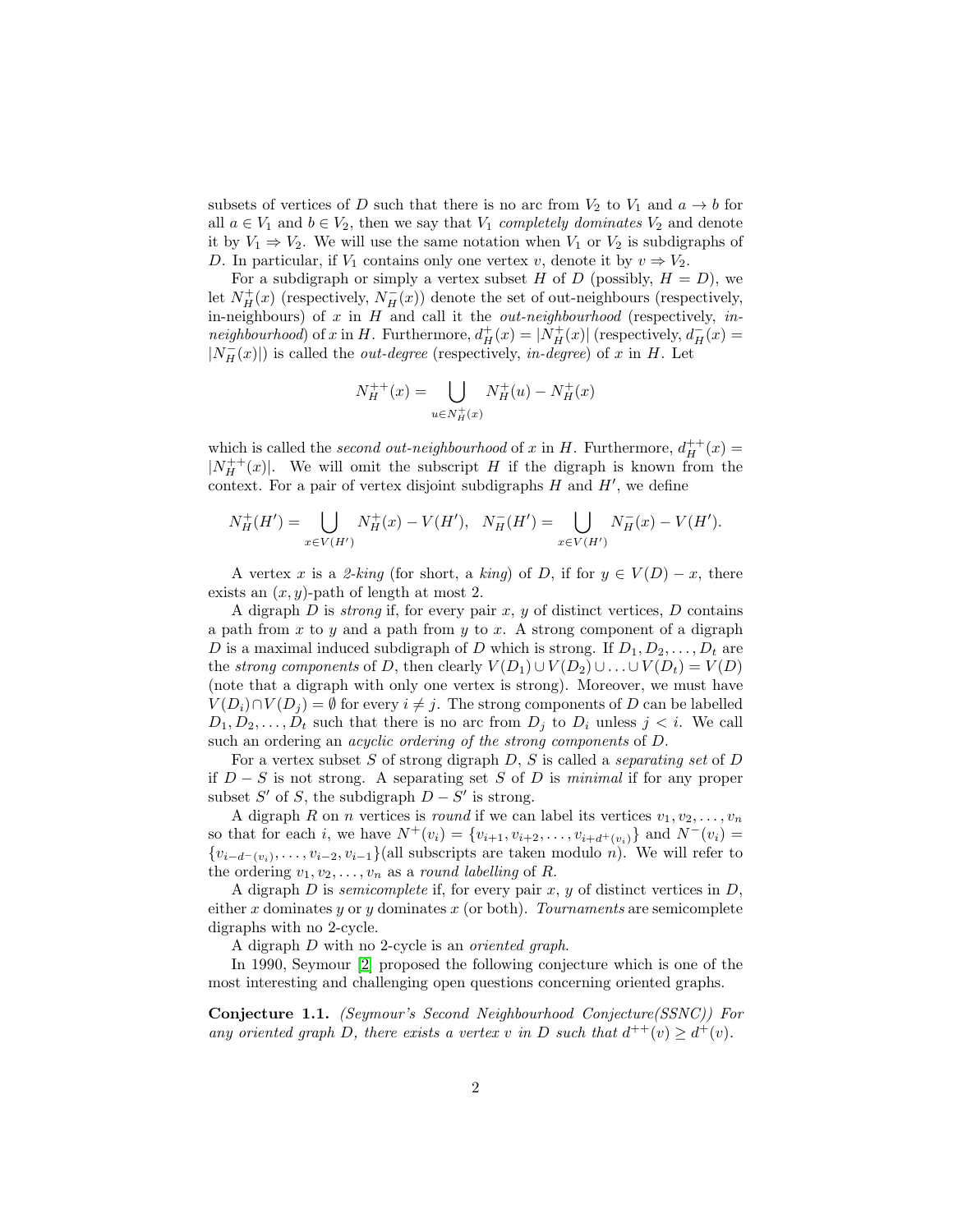subsets of vertices of $D$ such that there is no arc from $V_2$ to $V_1$ and $a \to b$ for all $a \in V_1$ and $b \in V_2$, then we say that $V_1$ *completely dominates* $V_2$ and denote it by $V_1 \Rightarrow V_2$. We will use the same notation when $V_1$ or $V_2$ is subdigraphs of $D$. In particular, if $V_1$ contains only one vertex $v$, denote it by $v \Rightarrow V_2$.

For a subdigraph or simply a vertex subset $H$ of $D$ (possibly, $H = D$), we let $N_H^+(x)$ (respectively, $N_H^-(x)$) denote the set of out-neighbours (respectively, in-neighbours) of $x$ in $H$ and call it the *out-neighbourhood* (respectively, *in-neighbourhood*) of $x$ in $H$. Furthermore, $d_H^+(x) = |N_H^+(x)|$ (respectively, $d_H^-(x) = |N_H^-(x)|$) is called the *out-degree* (respectively, *in-degree*) of $x$ in $H$. Let

$$N_H^{++}(x) = \bigcup_{u \in N_H^+(x)} N_H^+(u) - N_H^+(x)$$

which is called the *second out-neighbourhood* of $x$ in $H$. Furthermore, $d_H^{++}(x) = |N_H^{++}(x)|$. We will omit the subscript $H$ if the digraph is known from the context. For a pair of vertex disjoint subdigraphs $H$ and $H'$, we define

$$N_H^+(H') = \bigcup_{x \in V(H')} N_H^+(x) - V(H'), \quad N_H^-(H') = \bigcup_{x \in V(H')} N_H^-(x) - V(H').$$

A vertex $x$ is a *2-king* (for short, a *king*) of $D$, if for $y \in V(D) - x$, there exists an $(x, y)$-path of length at most 2.

A digraph $D$ is *strong* if, for every pair $x$, $y$ of distinct vertices, $D$ contains a path from $x$ to $y$ and a path from $y$ to $x$. A strong component of a digraph $D$ is a maximal induced subdigraph of $D$ which is strong. If $D_1, D_2, \ldots, D_t$ are the *strong components* of $D$, then clearly $V(D_1) \cup V(D_2) \cup \ldots \cup V(D_t) = V(D)$ (note that a digraph with only one vertex is strong). Moreover, we must have $V(D_i) \cap V(D_j) = \emptyset$ for every $i \neq j$. The strong components of $D$ can be labelled $D_1, D_2, \ldots, D_t$ such that there is no arc from $D_j$ to $D_i$ unless $j < i$. We call such an ordering an *acyclic ordering of the strong components* of $D$.

For a vertex subset $S$ of strong digraph $D$, $S$ is called a *separating set* of $D$ if $D - S$ is not strong. A separating set $S$ of $D$ is *minimal* if for any proper subset $S'$ of $S$, the subdigraph $D - S'$ is strong.

A digraph $R$ on $n$ vertices is *round* if we can label its vertices $v_1, v_2, \ldots, v_n$ so that for each $i$, we have $N^+(v_i) = \{v_{i+1}, v_{i+2}, \ldots, v_{i+d^+(v_i)}\}$ and $N^-(v_i) = \{v_{i-d^-(v_i)}, \ldots, v_{i-2}, v_{i-1}\}$(all subscripts are taken modulo $n$). We will refer to the ordering $v_1, v_2, \ldots, v_n$ as a *round labelling* of $R$.

A digraph $D$ is *semicomplete* if, for every pair $x$, $y$ of distinct vertices in $D$, either $x$ dominates $y$ or $y$ dominates $x$ (or both). *Tournaments* are semicomplete digraphs with no 2-cycle.

A digraph $D$ with no 2-cycle is an *oriented graph*.

In 1990, Seymour [2] proposed the following conjecture which is one of the most interesting and challenging open questions concerning oriented graphs.

**Conjecture 1.1.** *(Seymour's Second Neighbourhood Conjecture(SSNC)) For any oriented graph $D$, there exists a vertex $v$ in $D$ such that $d^{++}(v) \geq d^+(v)$.*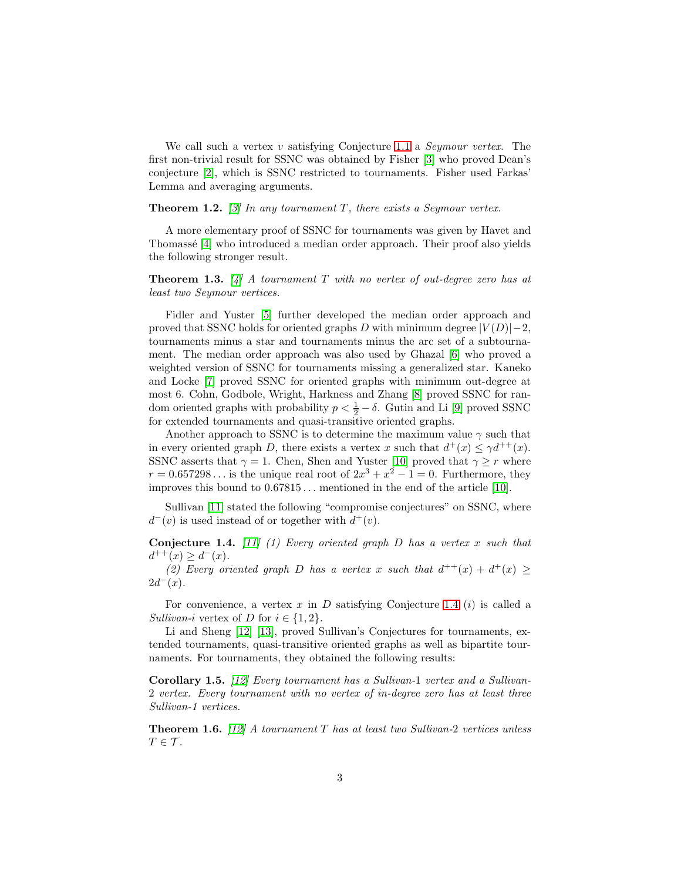We call such a vertex $v$ satisfying Conjecture 1.1 a *Seymour vertex*. The first non-trivial result for SSNC was obtained by Fisher [3] who proved Dean's conjecture [2], which is SSNC restricted to tournaments. Fisher used Farkas' Lemma and averaging arguments.

**Theorem 1.2.** *[3] In any tournament $T$, there exists a Seymour vertex.*

A more elementary proof of SSNC for tournaments was given by Havet and Thomassé [4] who introduced a median order approach. Their proof also yields the following stronger result.

**Theorem 1.3.** *[4] A tournament $T$ with no vertex of out-degree zero has at least two Seymour vertices.*

Fidler and Yuster [5] further developed the median order approach and proved that SSNC holds for oriented graphs $D$ with minimum degree $|V(D)|-2$, tournaments minus a star and tournaments minus the arc set of a subtournament. The median order approach was also used by Ghazal [6] who proved a weighted version of SSNC for tournaments missing a generalized star. Kaneko and Locke [7] proved SSNC for oriented graphs with minimum out-degree at most 6. Cohn, Godbole, Wright, Harkness and Zhang [8] proved SSNC for random oriented graphs with probability $p < \frac{1}{2} - \delta$. Gutin and Li [9] proved SSNC for extended tournaments and quasi-transitive oriented graphs.

Another approach to SSNC is to determine the maximum value $\gamma$ such that in every oriented graph $D$, there exists a vertex $x$ such that $d^{+}(x) \leq \gamma d^{++}(x)$. SSNC asserts that $\gamma = 1$. Chen, Shen and Yuster [10] proved that $\gamma \geq r$ where $r = 0.657298\ldots$ is the unique real root of $2x^3 + x^2 - 1 = 0$. Furthermore, they improves this bound to $0.67815\ldots$ mentioned in the end of the article [10].

Sullivan [11] stated the following "compromise conjectures" on SSNC, where $d^{-}(v)$ is used instead of or together with $d^{+}(v)$.

**Conjecture 1.4.** *[11] (1) Every oriented graph $D$ has a vertex $x$ such that $d^{++}(x) \geq d^{-}(x)$.*

*(2) Every oriented graph $D$ has a vertex $x$ such that $d^{++}(x) + d^{+}(x) \geq 2d^{-}(x)$.*

For convenience, a vertex $x$ in $D$ satisfying Conjecture 1.4 $(i)$ is called a *Sullivan-$i$* vertex of $D$ for $i \in \{1, 2\}$.

Li and Sheng [12] [13], proved Sullivan's Conjectures for tournaments, extended tournaments, quasi-transitive oriented graphs as well as bipartite tournaments. For tournaments, they obtained the following results:

**Corollary 1.5.** *[12] Every tournament has a Sullivan-1 vertex and a Sullivan-2 vertex. Every tournament with no vertex of in-degree zero has at least three Sullivan-1 vertices.*

**Theorem 1.6.** *[12] A tournament $T$ has at least two Sullivan-2 vertices unless $T \in \mathcal{T}$.*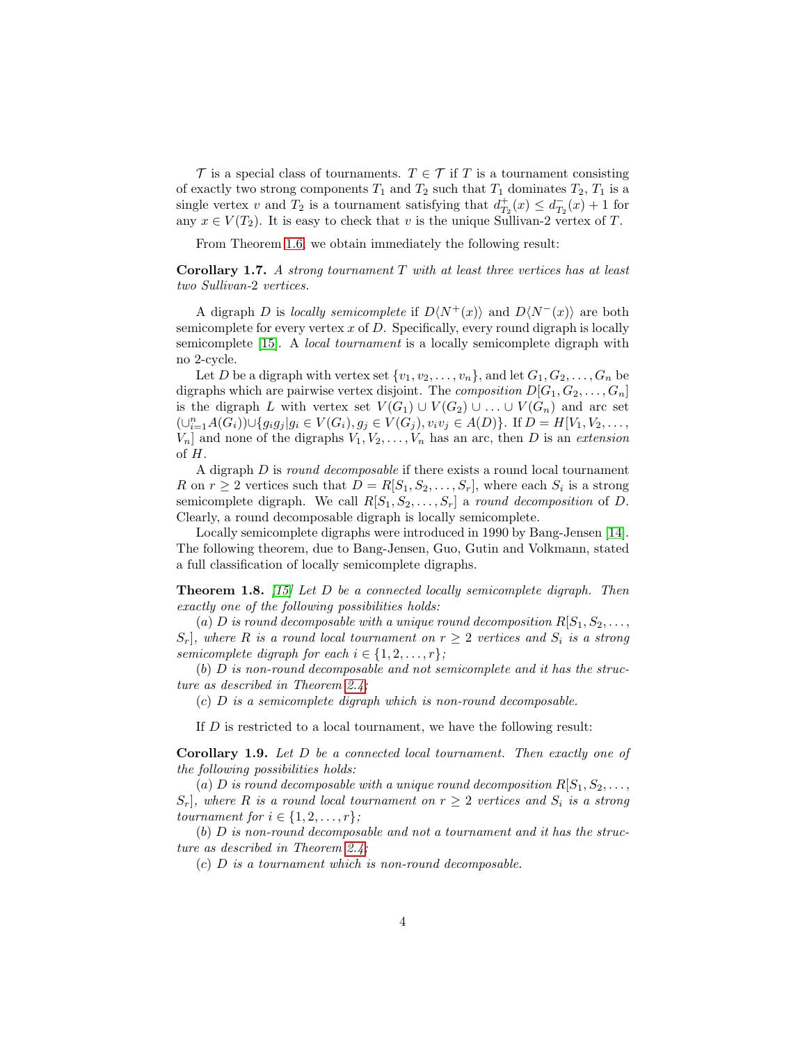$\mathcal{T}$ is a special class of tournaments. $T \in \mathcal{T}$ if $T$ is a tournament consisting of exactly two strong components $T_1$ and $T_2$ such that $T_1$ dominates $T_2$, $T_1$ is a single vertex $v$ and $T_2$ is a tournament satisfying that $d^+_{T_2}(x) \leq d^-_{T_2}(x) + 1$ for any $x \in V(T_2)$. It is easy to check that $v$ is the unique Sullivan-2 vertex of $T$.

From Theorem 1.6, we obtain immediately the following result:

**Corollary 1.7.** *A strong tournament $T$ with at least three vertices has at least two Sullivan-2 vertices.*

A digraph $D$ is *locally semicomplete* if $D\langle N^+(x)\rangle$ and $D\langle N^-(x)\rangle$ are both semicomplete for every vertex $x$ of $D$. Specifically, every round digraph is locally semicomplete [15]. A *local tournament* is a locally semicomplete digraph with no 2-cycle.

Let $D$ be a digraph with vertex set $\{v_1, v_2, \ldots, v_n\}$, and let $G_1, G_2, \ldots, G_n$ be digraphs which are pairwise vertex disjoint. The *composition* $D[G_1, G_2, \ldots, G_n]$ is the digraph $L$ with vertex set $V(G_1) \cup V(G_2) \cup \ldots \cup V(G_n)$ and arc set $(\cup_{i=1}^n A(G_i)) \cup \{g_i g_j | g_i \in V(G_i), g_j \in V(G_j), v_i v_j \in A(D)\}$. If $D = H[V_1, V_2, \ldots, V_n]$ and none of the digraphs $V_1, V_2, \ldots, V_n$ has an arc, then $D$ is an *extension* of $H$.

A digraph $D$ is *round decomposable* if there exists a round local tournament $R$ on $r \geq 2$ vertices such that $D = R[S_1, S_2, \ldots, S_r]$, where each $S_i$ is a strong semicomplete digraph. We call $R[S_1, S_2, \ldots, S_r]$ a *round decomposition* of $D$. Clearly, a round decomposable digraph is locally semicomplete.

Locally semicomplete digraphs were introduced in 1990 by Bang-Jensen [14]. The following theorem, due to Bang-Jensen, Guo, Gutin and Volkmann, stated a full classification of locally semicomplete digraphs.

**Theorem 1.8.** *[15] Let $D$ be a connected locally semicomplete digraph. Then exactly one of the following possibilities holds:*

*(a) $D$ is round decomposable with a unique round decomposition $R[S_1, S_2, \ldots, S_r]$, where $R$ is a round local tournament on $r \geq 2$ vertices and $S_i$ is a strong semicomplete digraph for each $i \in \{1, 2, \ldots, r\}$;*

*(b) $D$ is non-round decomposable and not semicomplete and it has the structure as described in Theorem 2.4;*

*(c) $D$ is a semicomplete digraph which is non-round decomposable.*

If $D$ is restricted to a local tournament, we have the following result:

**Corollary 1.9.** *Let $D$ be a connected local tournament. Then exactly one of the following possibilities holds:*

*(a) $D$ is round decomposable with a unique round decomposition $R[S_1, S_2, \ldots, S_r]$, where $R$ is a round local tournament on $r \geq 2$ vertices and $S_i$ is a strong tournament for $i \in \{1, 2, \ldots, r\}$;*

*(b) $D$ is non-round decomposable and not a tournament and it has the structure as described in Theorem 2.4;*

*(c) $D$ is a tournament which is non-round decomposable.*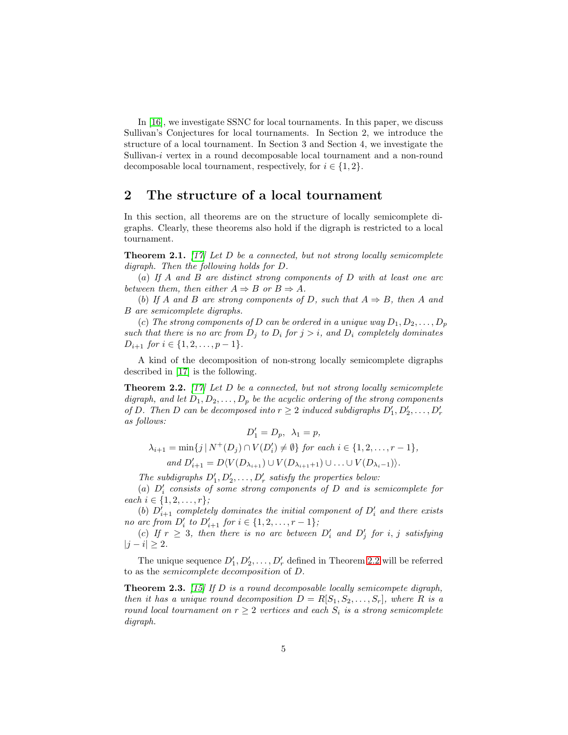In [16], we investigate SSNC for local tournaments. In this paper, we discuss Sullivan's Conjectures for local tournaments. In Section 2, we introduce the structure of a local tournament. In Section 3 and Section 4, we investigate the Sullivan-$i$ vertex in a round decomposable local tournament and a non-round decomposable local tournament, respectively, for $i \in \{1, 2\}$.

## 2 The structure of a local tournament

In this section, all theorems are on the structure of locally semicomplete digraphs. Clearly, these theorems also hold if the digraph is restricted to a local tournament.

**Theorem 2.1.** *[17] Let $D$ be a connected, but not strong locally semicomplete digraph. Then the following holds for $D$.*

*$(a)$ If $A$ and $B$ are distinct strong components of $D$ with at least one arc between them, then either $A \Rightarrow B$ or $B \Rightarrow A$.*

*$(b)$ If $A$ and $B$ are strong components of $D$, such that $A \Rightarrow B$, then $A$ and $B$ are semicomplete digraphs.*

*$(c)$ The strong components of $D$ can be ordered in a unique way $D_1, D_2, \ldots, D_p$ such that there is no arc from $D_j$ to $D_i$ for $j > i$, and $D_i$ completely dominates $D_{i+1}$ for $i \in \{1, 2, \ldots, p-1\}$.*

A kind of the decomposition of non-strong locally semicomplete digraphs described in [17] is the following.

**Theorem 2.2.** *[17] Let $D$ be a connected, but not strong locally semicomplete digraph, and let $D_1, D_2, \ldots, D_p$ be the acyclic ordering of the strong components of $D$. Then $D$ can be decomposed into $r \geq 2$ induced subdigraphs $D'_1, D'_2, \ldots, D'_r$ as follows:*

$$D'_1 = D_p, \;\; \lambda_1 = p,$$

$$\lambda_{i+1} = \min\{j \,|\, N^+(D_j) \cap V(D'_i) \neq \emptyset\} \text{ for each } i \in \{1, 2, \ldots, r-1\},$$

$$\text{and } D'_{i+1} = D\langle V(D_{\lambda_{i+1}}) \cup V(D_{\lambda_{i+1}+1}) \cup \ldots \cup V(D_{\lambda_i - 1})\rangle.$$

*The subdigraphs $D'_1, D'_2, \ldots, D'_r$ satisfy the properties below:*

*$(a)$ $D'_i$ consists of some strong components of $D$ and is semicomplete for each $i \in \{1, 2, \ldots, r\}$;*

*$(b)$ $D'_{i+1}$ completely dominates the initial component of $D'_i$ and there exists no arc from $D'_i$ to $D'_{i+1}$ for $i \in \{1, 2, \ldots, r-1\}$;*

*$(c)$ If $r \geq 3$, then there is no arc between $D'_i$ and $D'_j$ for $i, j$ satisfying $|j - i| \geq 2$.*

The unique sequence $D'_1, D'_2, \ldots, D'_r$ defined in Theorem 2.2 will be referred to as the *semicomplete decomposition* of $D$.

**Theorem 2.3.** *[15] If $D$ is a round decomposable locally semicompete digraph, then it has a unique round decomposition $D = R[S_1, S_2, \ldots, S_r]$, where $R$ is a round local tournament on $r \geq 2$ vertices and each $S_i$ is a strong semicomplete digraph.*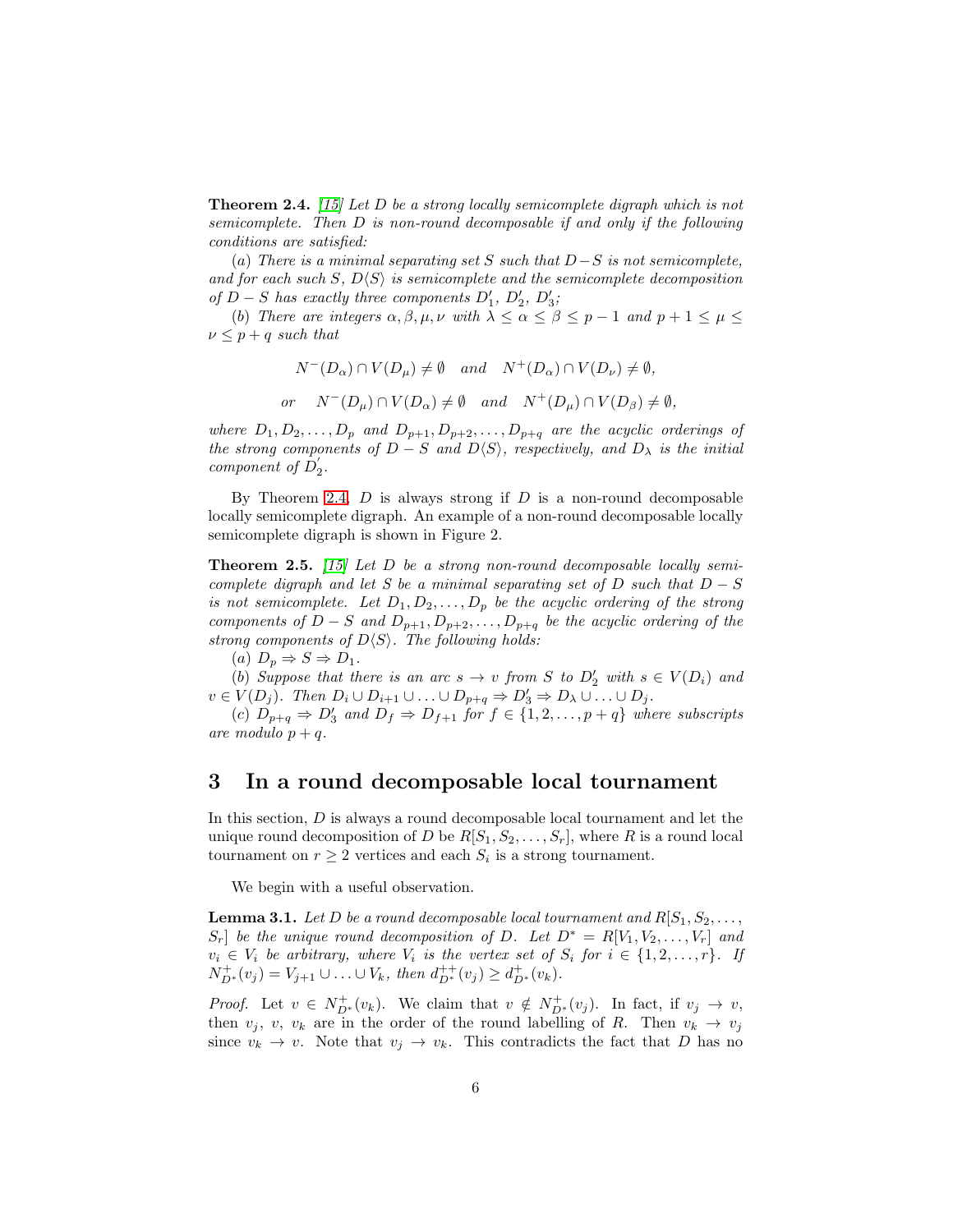**Theorem 2.4.** [15] *Let $D$ be a strong locally semicomplete digraph which is not semicomplete. Then $D$ is non-round decomposable if and only if the following conditions are satisfied:*

($a$) *There is a minimal separating set $S$ such that $D-S$ is not semicomplete, and for each such $S$, $D\langle S\rangle$ is semicomplete and the semicomplete decomposition of $D-S$ has exactly three components $D_1'$, $D_2'$, $D_3'$;*

($b$) *There are integers $\alpha, \beta, \mu, \nu$ with $\lambda \leq \alpha \leq \beta \leq p-1$ and $p+1 \leq \mu \leq \nu \leq p+q$ such that*

$$N^-(D_\alpha) \cap V(D_\mu) \neq \emptyset \quad \text{and} \quad N^+(D_\alpha) \cap V(D_\nu) \neq \emptyset,$$

$$\text{or} \quad N^-(D_\mu) \cap V(D_\alpha) \neq \emptyset \quad \text{and} \quad N^+(D_\mu) \cap V(D_\beta) \neq \emptyset,$$

*where $D_1, D_2, \ldots, D_p$ and $D_{p+1}, D_{p+2}, \ldots, D_{p+q}$ are the acyclic orderings of the strong components of $D-S$ and $D\langle S\rangle$, respectively, and $D_\lambda$ is the initial component of $D_2'$.*

By Theorem 2.4, $D$ is always strong if $D$ is a non-round decomposable locally semicomplete digraph. An example of a non-round decomposable locally semicomplete digraph is shown in Figure 2.

**Theorem 2.5.** [15] *Let $D$ be a strong non-round decomposable locally semicomplete digraph and let $S$ be a minimal separating set of $D$ such that $D-S$ is not semicomplete. Let $D_1, D_2, \ldots, D_p$ be the acyclic ordering of the strong components of $D-S$ and $D_{p+1}, D_{p+2}, \ldots, D_{p+q}$ be the acyclic ordering of the strong components of $D\langle S\rangle$. The following holds:*

($a$) *$D_p \Rightarrow S \Rightarrow D_1$.*

($b$) *Suppose that there is an arc $s \to v$ from $S$ to $D_2'$ with $s \in V(D_i)$ and $v \in V(D_j)$. Then $D_i \cup D_{i+1} \cup \ldots \cup D_{p+q} \Rightarrow D_3' \Rightarrow D_\lambda \cup \ldots \cup D_j$.*

($c$) *$D_{p+q} \Rightarrow D_3'$ and $D_f \Rightarrow D_{f+1}$ for $f \in \{1, 2, \ldots, p+q\}$ where subscripts are modulo $p+q$.*

## 3 In a round decomposable local tournament

In this section, $D$ is always a round decomposable local tournament and let the unique round decomposition of $D$ be $R[S_1, S_2, \ldots, S_r]$, where $R$ is a round local tournament on $r \geq 2$ vertices and each $S_i$ is a strong tournament.

We begin with a useful observation.

**Lemma 3.1.** *Let $D$ be a round decomposable local tournament and $R[S_1, S_2, \ldots, S_r]$ be the unique round decomposition of $D$. Let $D^* = R[V_1, V_2, \ldots, V_r]$ and $v_i \in V_i$ be arbitrary, where $V_i$ is the vertex set of $S_i$ for $i \in \{1, 2, \ldots, r\}$. If $N^+_{D^*}(v_j) = V_{j+1} \cup \ldots \cup V_k$, then $d^{++}_{D^*}(v_j) \geq d^+_{D^*}(v_k)$.*

*Proof.* Let $v \in N^+_{D^*}(v_k)$. We claim that $v \notin N^+_{D^*}(v_j)$. In fact, if $v_j \to v$, then $v_j$, $v$, $v_k$ are in the order of the round labelling of $R$. Then $v_k \to v_j$ since $v_k \to v$. Note that $v_j \to v_k$. This contradicts the fact that $D$ has no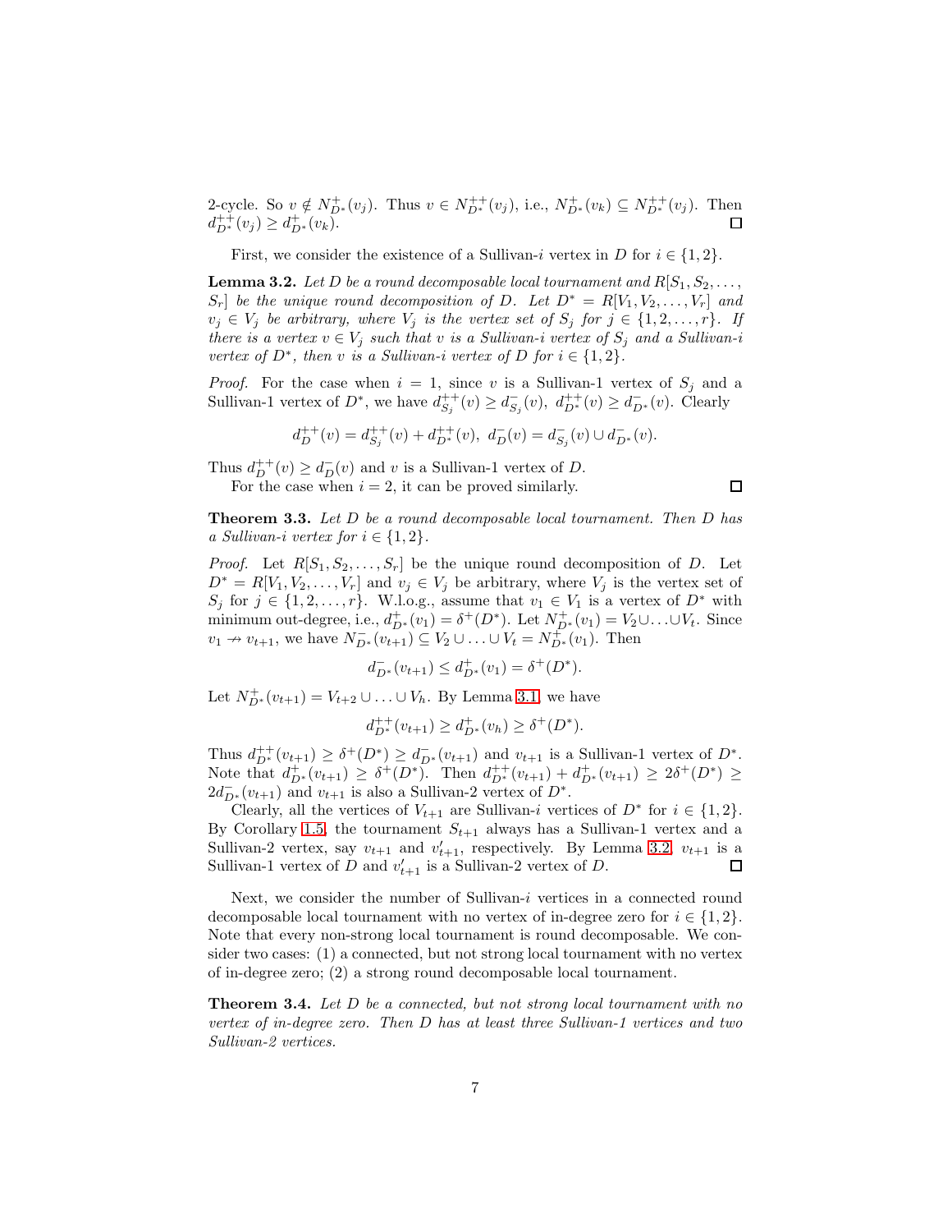2-cycle. So $v \notin N^+_{D^*}(v_j)$. Thus $v \in N^{++}_{D^*}(v_j)$, i.e., $N^+_{D^*}(v_k) \subseteq N^{++}_{D^*}(v_j)$. Then $d^{++}_{D^*}(v_j) \geq d^+_{D^*}(v_k)$. $\square$

First, we consider the existence of a Sullivan-$i$ vertex in $D$ for $i \in \{1, 2\}$.

**Lemma 3.2.** *Let $D$ be a round decomposable local tournament and $R[S_1, S_2, \ldots, S_r]$ be the unique round decomposition of $D$. Let $D^* = R[V_1, V_2, \ldots, V_r]$ and $v_j \in V_j$ be arbitrary, where $V_j$ is the vertex set of $S_j$ for $j \in \{1, 2, \ldots, r\}$. If there is a vertex $v \in V_j$ such that $v$ is a Sullivan-$i$ vertex of $S_j$ and a Sullivan-$i$ vertex of $D^*$, then $v$ is a Sullivan-$i$ vertex of $D$ for $i \in \{1, 2\}$.*

*Proof.* For the case when $i = 1$, since $v$ is a Sullivan-1 vertex of $S_j$ and a Sullivan-1 vertex of $D^*$, we have $d^{++}_{S_j}(v) \geq d^-_{S_j}(v)$, $d^{++}_{D^*}(v) \geq d^-_{D^*}(v)$. Clearly

$$d^{++}_{D}(v) = d^{++}_{S_j}(v) + d^{++}_{D^*}(v),\ d^-_{D}(v) = d^-_{S_j}(v) \cup d^-_{D^*}(v).$$

Thus $d^{++}_{D}(v) \geq d^-_{D}(v)$ and $v$ is a Sullivan-1 vertex of $D$.

For the case when $i = 2$, it can be proved similarly. $\square$

**Theorem 3.3.** *Let $D$ be a round decomposable local tournament. Then $D$ has a Sullivan-$i$ vertex for $i \in \{1, 2\}$.*

*Proof.* Let $R[S_1, S_2, \ldots, S_r]$ be the unique round decomposition of $D$. Let $D^* = R[V_1, V_2, \ldots, V_r]$ and $v_j \in V_j$ be arbitrary, where $V_j$ is the vertex set of $S_j$ for $j \in \{1, 2, \ldots, r\}$. W.l.o.g., assume that $v_1 \in V_1$ is a vertex of $D^*$ with minimum out-degree, i.e., $d^+_{D^*}(v_1) = \delta^+(D^*)$. Let $N^+_{D^*}(v_1) = V_2 \cup \ldots \cup V_t$. Since $v_1 \nrightarrow v_{t+1}$, we have $N^-_{D^*}(v_{t+1}) \subseteq V_2 \cup \ldots \cup V_t = N^+_{D^*}(v_1)$. Then

$$d^-_{D^*}(v_{t+1}) \leq d^+_{D^*}(v_1) = \delta^+(D^*).$$

Let $N^+_{D^*}(v_{t+1}) = V_{t+2} \cup \ldots \cup V_h$. By Lemma 3.1, we have

$$d^{++}_{D^*}(v_{t+1}) \geq d^+_{D^*}(v_h) \geq \delta^+(D^*).$$

Thus $d^{++}_{D^*}(v_{t+1}) \geq \delta^+(D^*) \geq d^-_{D^*}(v_{t+1})$ and $v_{t+1}$ is a Sullivan-1 vertex of $D^*$. Note that $d^+_{D^*}(v_{t+1}) \geq \delta^+(D^*)$. Then $d^{++}_{D^*}(v_{t+1}) + d^+_{D^*}(v_{t+1}) \geq 2\delta^+(D^*) \geq 2d^-_{D^*}(v_{t+1})$ and $v_{t+1}$ is also a Sullivan-2 vertex of $D^*$.

Clearly, all the vertices of $V_{t+1}$ are Sullivan-$i$ vertices of $D^*$ for $i \in \{1, 2\}$. By Corollary 1.5, the tournament $S_{t+1}$ always has a Sullivan-1 vertex and a Sullivan-2 vertex, say $v_{t+1}$ and $v'_{t+1}$, respectively. By Lemma 3.2, $v_{t+1}$ is a Sullivan-1 vertex of $D$ and $v'_{t+1}$ is a Sullivan-2 vertex of $D$. $\square$

Next, we consider the number of Sullivan-$i$ vertices in a connected round decomposable local tournament with no vertex of in-degree zero for $i \in \{1, 2\}$. Note that every non-strong local tournament is round decomposable. We consider two cases: (1) a connected, but not strong local tournament with no vertex of in-degree zero; (2) a strong round decomposable local tournament.

**Theorem 3.4.** *Let $D$ be a connected, but not strong local tournament with no vertex of in-degree zero. Then $D$ has at least three Sullivan-1 vertices and two Sullivan-2 vertices.*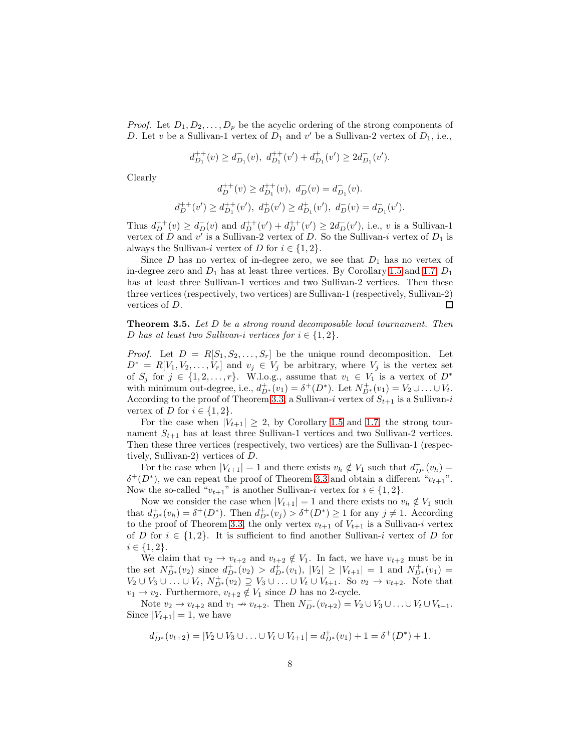*Proof.* Let $D_1, D_2, \ldots, D_p$ be the acyclic ordering of the strong components of $D$. Let $v$ be a Sullivan-1 vertex of $D_1$ and $v'$ be a Sullivan-2 vertex of $D_1$, i.e.,

$$d^{++}_{D_1}(v) \geq d^{-}_{D_1}(v),\ d^{++}_{D_1}(v') + d^{+}_{D_1}(v') \geq 2d^{-}_{D_1}(v').$$

Clearly

$$d^{++}_{D}(v) \geq d^{++}_{D_1}(v),\ d^{-}_{D}(v) = d^{-}_{D_1}(v).$$

$$d^{++}_{D}(v') \geq d^{++}_{D_1}(v'),\ d^{+}_{D}(v') \geq d^{+}_{D_1}(v'),\ d^{-}_{D}(v) = d^{-}_{D_1}(v').$$

Thus $d^{++}_{D}(v) \geq d^{-}_{D}(v)$ and $d^{++}_{D}(v') + d^{++}_{D}(v') \geq 2d^{-}_{D}(v')$, i.e., $v$ is a Sullivan-1 vertex of $D$ and $v'$ is a Sullivan-2 vertex of $D$. So the Sullivan-$i$ vertex of $D_1$ is always the Sullivan-$i$ vertex of $D$ for $i \in \{1, 2\}$.

Since $D$ has no vertex of in-degree zero, we see that $D_1$ has no vertex of in-degree zero and $D_1$ has at least three vertices. By Corollary 1.5 and 1.7, $D_1$ has at least three Sullivan-1 vertices and two Sullivan-2 vertices. Then these three vertices (respectively, two vertices) are Sullivan-1 (respectively, Sullivan-2) vertices of $D$. □

**Theorem 3.5.** *Let $D$ be a strong round decomposable local tournament. Then $D$ has at least two Sullivan-$i$ vertices for $i \in \{1, 2\}$.*

*Proof.* Let $D = R[S_1, S_2, \ldots, S_r]$ be the unique round decomposition. Let $D^* = R[V_1, V_2, \ldots, V_r]$ and $v_j \in V_j$ be arbitrary, where $V_j$ is the vertex set of $S_j$ for $j \in \{1, 2, \ldots, r\}$. W.l.o.g., assume that $v_1 \in V_1$ is a vertex of $D^*$ with minimum out-degree, i.e., $d^{+}_{D^*}(v_1) = \delta^{+}(D^*)$. Let $N^{+}_{D^*}(v_1) = V_2 \cup \ldots \cup V_t$. According to the proof of Theorem 3.3, a Sullivan-$i$ vertex of $S_{t+1}$ is a Sullivan-$i$ vertex of $D$ for $i \in \{1, 2\}$.

For the case when $|V_{t+1}| \geq 2$, by Corollary 1.5 and 1.7, the strong tournament $S_{t+1}$ has at least three Sullivan-1 vertices and two Sullivan-2 vertices. Then these three vertices (respectively, two vertices) are the Sullivan-1 (respectively, Sullivan-2) vertices of $D$.

For the case when $|V_{t+1}| = 1$ and there exists $v_h \notin V_1$ such that $d^{+}_{D^*}(v_h) = \delta^{+}(D^*)$, we can repeat the proof of Theorem 3.3 and obtain a different "$v_{t+1}$". Now the so-called "$v_{t+1}$" is another Sullivan-$i$ vertex for $i \in \{1, 2\}$.

Now we consider the case when $|V_{t+1}| = 1$ and there exists no $v_h \notin V_1$ such that $d^{+}_{D^*}(v_h) = \delta^{+}(D^*)$. Then $d^{+}_{D^*}(v_j) > \delta^{+}(D^*) \geq 1$ for any $j \neq 1$. According to the proof of Theorem 3.3, the only vertex $v_{t+1}$ of $V_{t+1}$ is a Sullivan-$i$ vertex of $D$ for $i \in \{1, 2\}$. It is sufficient to find another Sullivan-$i$ vertex of $D$ for $i \in \{1, 2\}$.

We claim that $v_2 \to v_{t+2}$ and $v_{t+2} \notin V_1$. In fact, we have $v_{t+2}$ must be in the set $N^{+}_{D^*}(v_2)$ since $d^{+}_{D^*}(v_2) > d^{+}_{D^*}(v_1)$, $|V_2| \geq |V_{t+1}| = 1$ and $N^{+}_{D^*}(v_1) = V_2 \cup V_3 \cup \ldots \cup V_t$, $N^{+}_{D^*}(v_2) \supseteq V_3 \cup \ldots \cup V_t \cup V_{t+1}$. So $v_2 \to v_{t+2}$. Note that $v_1 \to v_2$. Furthermore, $v_{t+2} \notin V_1$ since $D$ has no 2-cycle.

Note $v_2 \to v_{t+2}$ and $v_1 \nrightarrow v_{t+2}$. Then $N^{-}_{D^*}(v_{t+2}) = V_2 \cup V_3 \cup \ldots \cup V_t \cup V_{t+1}$. Since $|V_{t+1}| = 1$, we have

$$d^{-}_{D^*}(v_{t+2}) = |V_2 \cup V_3 \cup \ldots \cup V_t \cup V_{t+1}| = d^{+}_{D^*}(v_1) + 1 = \delta^{+}(D^*) + 1.$$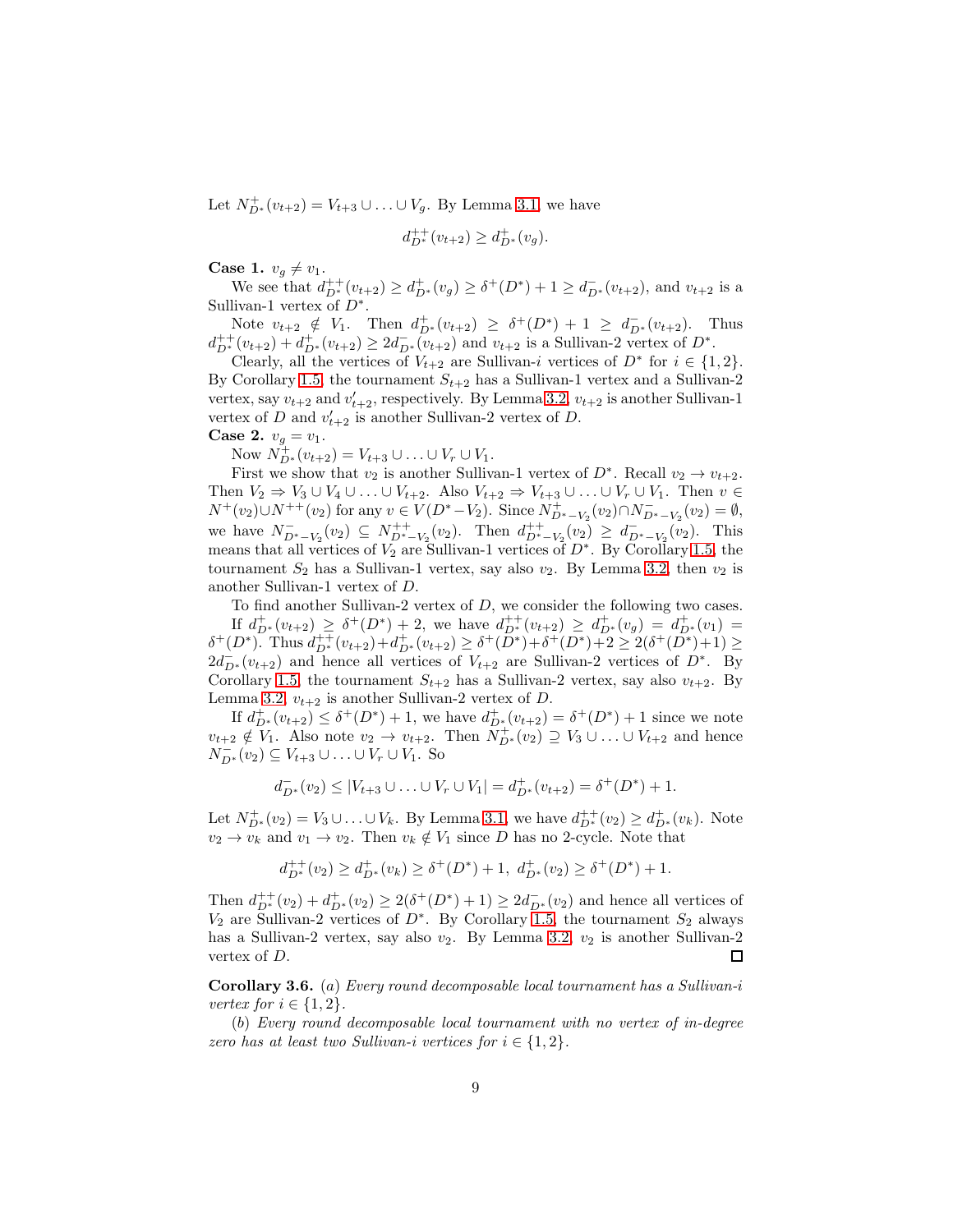Let $N^+_{D^*}(v_{t+2}) = V_{t+3} \cup \ldots \cup V_g$. By Lemma 3.1, we have

$$d^{++}_{D^*}(v_{t+2}) \geq d^+_{D^*}(v_g).$$

**Case 1.** $v_g \neq v_1$.

We see that $d^{++}_{D^*}(v_{t+2}) \geq d^+_{D^*}(v_g) \geq \delta^+(D^*) + 1 \geq d^-_{D^*}(v_{t+2})$, and $v_{t+2}$ is a Sullivan-1 vertex of $D^*$.

Note $v_{t+2} \notin V_1$. Then $d^+_{D^*}(v_{t+2}) \geq \delta^+(D^*) + 1 \geq d^-_{D^*}(v_{t+2})$. Thus $d^{++}_{D^*}(v_{t+2}) + d^+_{D^*}(v_{t+2}) \geq 2d^-_{D^*}(v_{t+2})$ and $v_{t+2}$ is a Sullivan-2 vertex of $D^*$.

Clearly, all the vertices of $V_{t+2}$ are Sullivan-$i$ vertices of $D^*$ for $i \in \{1, 2\}$. By Corollary 1.5, the tournament $S_{t+2}$ has a Sullivan-1 vertex and a Sullivan-2 vertex, say $v_{t+2}$ and $v'_{t+2}$, respectively. By Lemma 3.2, $v_{t+2}$ is another Sullivan-1 vertex of $D$ and $v'_{t+2}$ is another Sullivan-2 vertex of $D$.

**Case 2.** $v_g = v_1$.

Now $N^+_{D^*}(v_{t+2}) = V_{t+3} \cup \ldots \cup V_r \cup V_1$.

First we show that $v_2$ is another Sullivan-1 vertex of $D^*$. Recall $v_2 \to v_{t+2}$. Then $V_2 \Rightarrow V_3 \cup V_4 \cup \ldots \cup V_{t+2}$. Also $V_{t+2} \Rightarrow V_{t+3} \cup \ldots \cup V_r \cup V_1$. Then $v \in N^+(v_2) \cup N^{++}(v_2)$ for any $v \in V(D^* - V_2)$. Since $N^+_{D^*-V_2}(v_2) \cap N^-_{D^*-V_2}(v_2) = \emptyset$, we have $N^-_{D^*-V_2}(v_2) \subseteq N^{++}_{D^*-V_2}(v_2)$. Then $d^{++}_{D^*-V_2}(v_2) \geq d^-_{D^*-V_2}(v_2)$. This means that all vertices of $V_2$ are Sullivan-1 vertices of $D^*$. By Corollary 1.5, the tournament $S_2$ has a Sullivan-1 vertex, say also $v_2$. By Lemma 3.2, then $v_2$ is another Sullivan-1 vertex of $D$.

To find another Sullivan-2 vertex of $D$, we consider the following two cases.

If $d^+_{D^*}(v_{t+2}) \geq \delta^+(D^*) + 2$, we have $d^{++}_{D^*}(v_{t+2}) \geq d^+_{D^*}(v_g) = d^+_{D^*}(v_1) = \delta^+(D^*)$. Thus $d^{++}_{D^*}(v_{t+2}) + d^+_{D^*}(v_{t+2}) \geq \delta^+(D^*) + \delta^+(D^*) + 2 \geq 2(\delta^+(D^*) + 1) \geq 2d^-_{D^*}(v_{t+2})$ and hence all vertices of $V_{t+2}$ are Sullivan-2 vertices of $D^*$. By Corollary 1.5, the tournament $S_{t+2}$ has a Sullivan-2 vertex, say also $v_{t+2}$. By Lemma 3.2, $v_{t+2}$ is another Sullivan-2 vertex of $D$.

If $d^+_{D^*}(v_{t+2}) \leq \delta^+(D^*) + 1$, we have $d^+_{D^*}(v_{t+2}) = \delta^+(D^*) + 1$ since we note $v_{t+2} \notin V_1$. Also note $v_2 \to v_{t+2}$. Then $N^+_{D^*}(v_2) \supseteq V_3 \cup \ldots \cup V_{t+2}$ and hence $N^-_{D^*}(v_2) \subseteq V_{t+3} \cup \ldots \cup V_r \cup V_1$. So

$$d^-_{D^*}(v_2) \leq |V_{t+3} \cup \ldots \cup V_r \cup V_1| = d^+_{D^*}(v_{t+2}) = \delta^+(D^*) + 1.$$

Let $N^+_{D^*}(v_2) = V_3 \cup \ldots \cup V_k$. By Lemma 3.1, we have $d^{++}_{D^*}(v_2) \geq d^+_{D^*}(v_k)$. Note $v_2 \to v_k$ and $v_1 \to v_2$. Then $v_k \notin V_1$ since $D$ has no 2-cycle. Note that

$$d^{++}_{D^*}(v_2) \geq d^+_{D^*}(v_k) \geq \delta^+(D^*) + 1, \; d^+_{D^*}(v_2) \geq \delta^+(D^*) + 1.$$

Then $d^{++}_{D^*}(v_2) + d^+_{D^*}(v_2) \geq 2(\delta^+(D^*) + 1) \geq 2d^-_{D^*}(v_2)$ and hence all vertices of $V_2$ are Sullivan-2 vertices of $D^*$. By Corollary 1.5, the tournament $S_2$ always has a Sullivan-2 vertex, say also $v_2$. By Lemma 3.2, $v_2$ is another Sullivan-2 vertex of $D$. $\square$

**Corollary 3.6.** (*a*) *Every round decomposable local tournament has a Sullivan-$i$ vertex for $i \in \{1, 2\}$.*

(*b*) *Every round decomposable local tournament with no vertex of in-degree zero has at least two Sullivan-$i$ vertices for $i \in \{1, 2\}$.*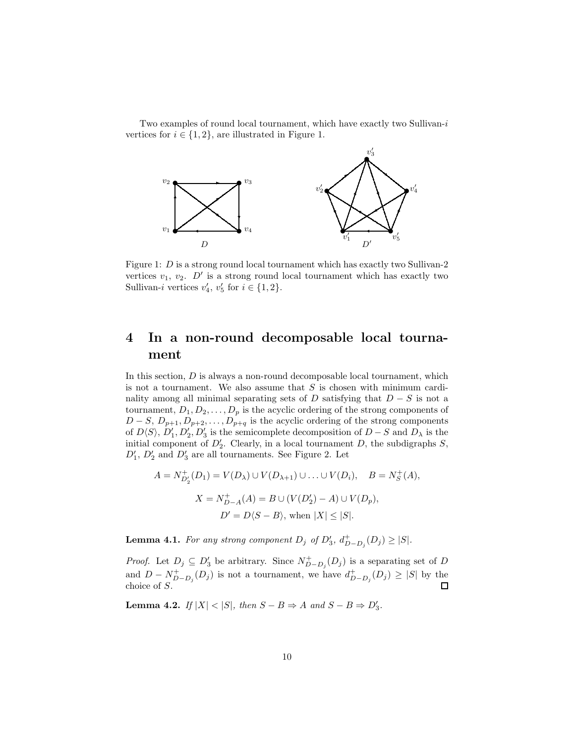Two examples of round local tournament, which have exactly two Sullivan-$i$ vertices for $i \in \{1, 2\}$, are illustrated in Figure 1.

Figure 1: $D$ is a strong round local tournament which has exactly two Sullivan-2 vertices $v_1$, $v_2$. $D'$ is a strong round local tournament which has exactly two Sullivan-$i$ vertices $v_4'$, $v_5'$ for $i \in \{1, 2\}$.

# 4 In a non-round decomposable local tournament

In this section, $D$ is always a non-round decomposable local tournament, which is not a tournament. We also assume that $S$ is chosen with minimum cardinality among all minimal separating sets of $D$ satisfying that $D - S$ is not a tournament, $D_1, D_2, \ldots, D_p$ is the acyclic ordering of the strong components of $D - S$, $D_{p+1}, D_{p+2}, \ldots, D_{p+q}$ is the acyclic ordering of the strong components of $D\langle S\rangle$, $D_1', D_2', D_3'$ is the semicomplete decomposition of $D - S$ and $D_\lambda$ is the initial component of $D_2'$. Clearly, in a local tournament $D$, the subdigraphs $S$, $D_1'$, $D_2'$ and $D_3'$ are all tournaments. See Figure 2. Let

$$A = N^+_{D_2'}(D_1) = V(D_\lambda) \cup V(D_{\lambda+1}) \cup \ldots \cup V(D_i), \quad B = N^+_S(A),$$

$$X = N^+_{D-A}(A) = B \cup (V(D_2') - A) \cup V(D_p),$$

$$D' = D\langle S - B\rangle, \text{ when } |X| \leq |S|.$$

**Lemma 4.1.** *For any strong component $D_j$ of $D_3'$, $d^+_{D-D_j}(D_j) \geq |S|$.*

*Proof.* Let $D_j \subseteq D_3'$ be arbitrary. Since $N^+_{D-D_j}(D_j)$ is a separating set of $D$ and $D - N^+_{D-D_j}(D_j)$ is not a tournament, we have $d^+_{D-D_j}(D_j) \geq |S|$ by the choice of $S$. □

**Lemma 4.2.** *If $|X| < |S|$, then $S - B \Rightarrow A$ and $S - B \Rightarrow D_3'$.*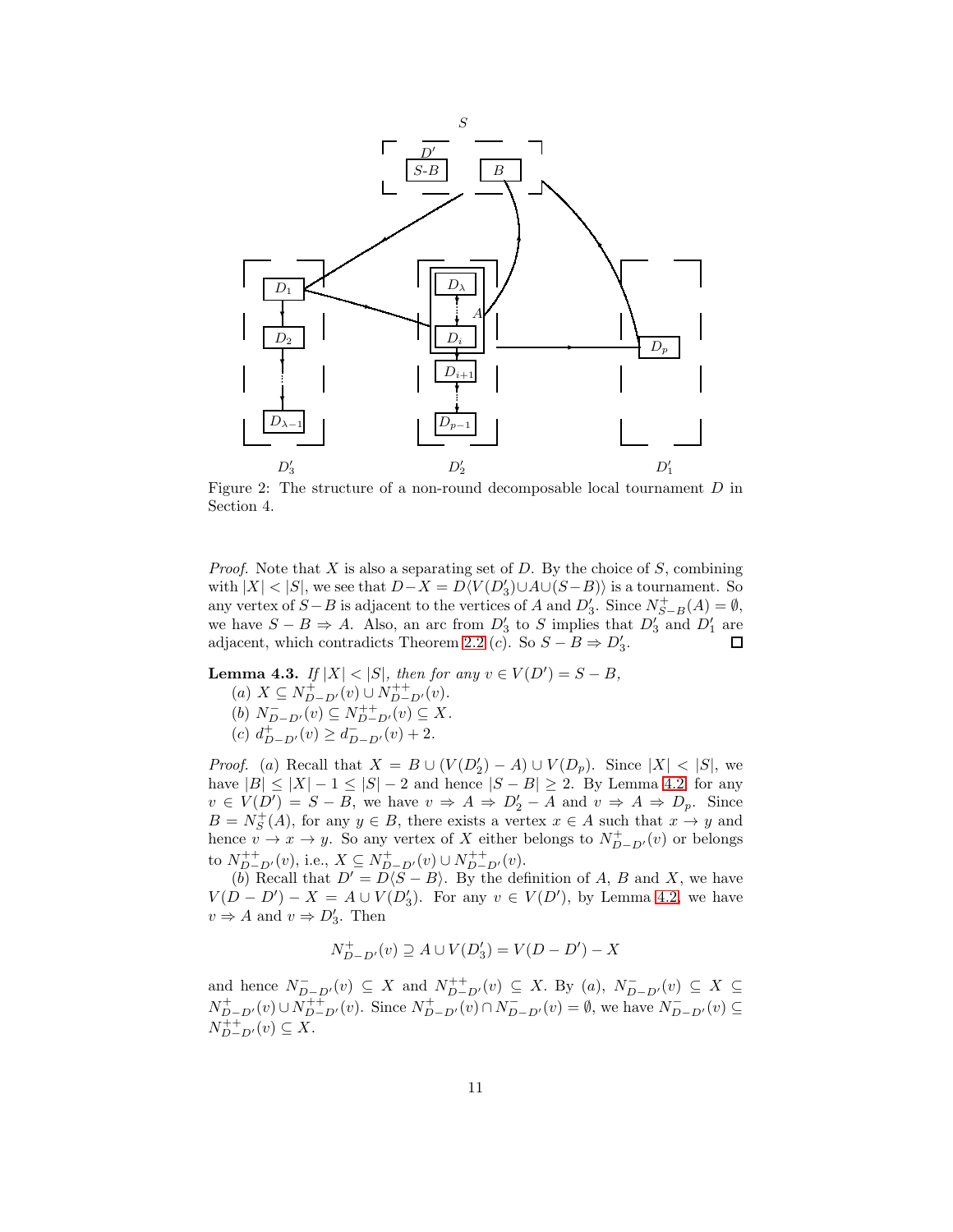Figure 2: The structure of a non-round decomposable local tournament $D$ in Section 4.

*Proof.* Note that $X$ is also a separating set of $D$. By the choice of $S$, combining with $|X| < |S|$, we see that $D - X = D\langle V(D'_3) \cup A \cup (S-B)\rangle$ is a tournament. So any vertex of $S-B$ is adjacent to the vertices of $A$ and $D'_3$. Since $N^+_{S-B}(A) = \emptyset$, we have $S - B \Rightarrow A$. Also, an arc from $D'_3$ to $S$ implies that $D'_3$ and $D'_1$ are adjacent, which contradicts Theorem 2.2 $(c)$. So $S - B \Rightarrow D'_3$. □

**Lemma 4.3.** *If $|X| < |S|$, then for any $v \in V(D') = S - B$,*

*$(a)$ $X \subseteq N^+_{D-D'}(v) \cup N^{++}_{D-D'}(v)$.*

*$(b)$ $N^-_{D-D'}(v) \subseteq N^{++}_{D-D'}(v) \subseteq X$.*

*$(c)$ $d^+_{D-D'}(v) \geq d^-_{D-D'}(v) + 2$.*

*Proof.* $(a)$ Recall that $X = B \cup (V(D'_2) - A) \cup V(D_p)$. Since $|X| < |S|$, we have $|B| \leq |X| - 1 \leq |S| - 2$ and hence $|S - B| \geq 2$. By Lemma 4.2, for any $v \in V(D') = S - B$, we have $v \Rightarrow A \Rightarrow D'_2 - A$ and $v \Rightarrow A \Rightarrow D_p$. Since $B = N^+_S(A)$, for any $y \in B$, there exists a vertex $x \in A$ such that $x \to y$ and hence $v \to x \to y$. So any vertex of $X$ either belongs to $N^+_{D-D'}(v)$ or belongs to $N^{++}_{D-D'}(v)$, i.e., $X \subseteq N^+_{D-D'}(v) \cup N^{++}_{D-D'}(v)$.

$(b)$ Recall that $D' = D\langle S - B\rangle$. By the definition of $A$, $B$ and $X$, we have $V(D - D') - X = A \cup V(D'_3)$. For any $v \in V(D')$, by Lemma 4.2, we have $v \Rightarrow A$ and $v \Rightarrow D'_3$. Then

$$N^+_{D-D'}(v) \supseteq A \cup V(D'_3) = V(D - D') - X$$

and hence $N^-_{D-D'}(v) \subseteq X$ and $N^{++}_{D-D'}(v) \subseteq X$. By $(a)$, $N^-_{D-D'}(v) \subseteq X \subseteq N^+_{D-D'}(v) \cup N^{++}_{D-D'}(v)$. Since $N^+_{D-D'}(v) \cap N^-_{D-D'}(v) = \emptyset$, we have $N^-_{D-D'}(v) \subseteq N^{++}_{D-D'}(v) \subseteq X$.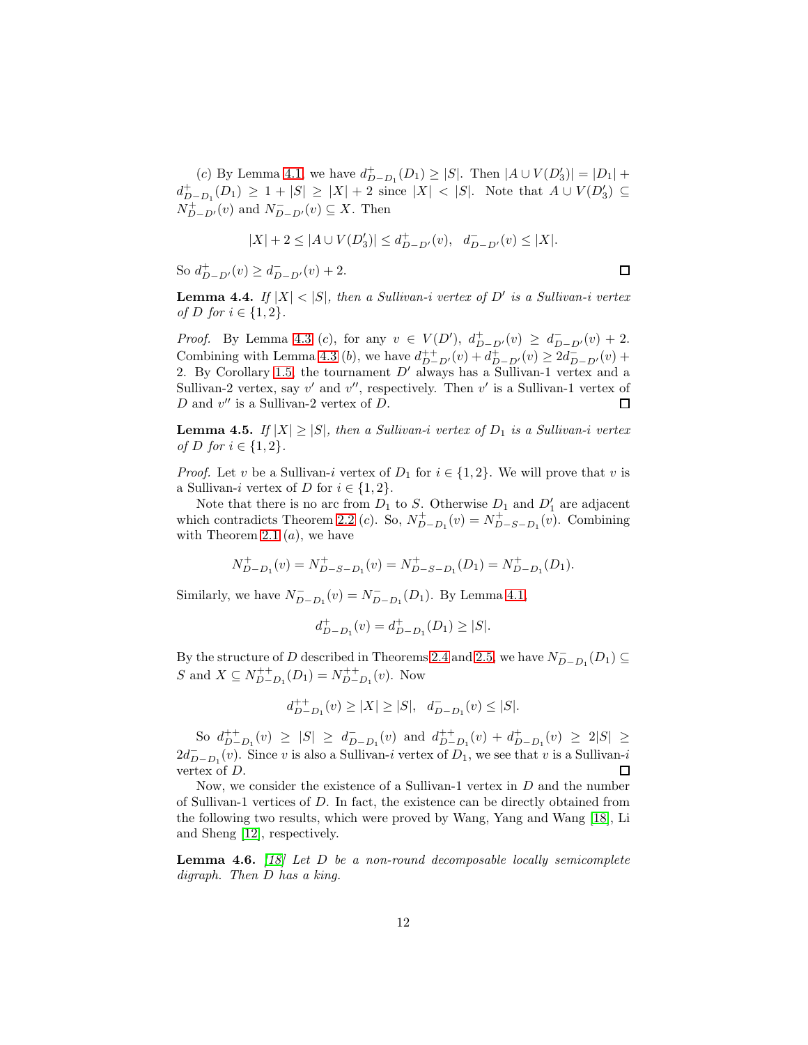(*c*) By Lemma 4.1, we have $d^+_{D-D_1}(D_1) \geq |S|$. Then $|A \cup V(D'_3)| = |D_1| + d^+_{D-D_1}(D_1) \geq 1 + |S| \geq |X| + 2$ since $|X| < |S|$. Note that $A \cup V(D'_3) \subseteq N^+_{D-D'}(v)$ and $N^-_{D-D'}(v) \subseteq X$. Then

$$|X| + 2 \leq |A \cup V(D'_3)| \leq d^+_{D-D'}(v), \quad d^-_{D-D'}(v) \leq |X|.$$

So $d^+_{D-D'}(v) \geq d^-_{D-D'}(v) + 2$. □

**Lemma 4.4.** *If $|X| < |S|$, then a Sullivan-$i$ vertex of $D'$ is a Sullivan-$i$ vertex of $D$ for $i \in \{1, 2\}$.*

*Proof.* By Lemma 4.3 (*c*), for any $v \in V(D')$, $d^+_{D-D'}(v) \geq d^-_{D-D'}(v) + 2$. Combining with Lemma 4.3 (*b*), we have $d^{++}_{D-D'}(v) + d^+_{D-D'}(v) \geq 2d^-_{D-D'}(v) + 2$. By Corollary 1.5, the tournament $D'$ always has a Sullivan-1 vertex and a Sullivan-2 vertex, say $v'$ and $v''$, respectively. Then $v'$ is a Sullivan-1 vertex of $D$ and $v''$ is a Sullivan-2 vertex of $D$. □

**Lemma 4.5.** *If $|X| \geq |S|$, then a Sullivan-$i$ vertex of $D_1$ is a Sullivan-$i$ vertex of $D$ for $i \in \{1, 2\}$.*

*Proof.* Let $v$ be a Sullivan-$i$ vertex of $D_1$ for $i \in \{1, 2\}$. We will prove that $v$ is a Sullivan-$i$ vertex of $D$ for $i \in \{1, 2\}$.

Note that there is no arc from $D_1$ to $S$. Otherwise $D_1$ and $D'_1$ are adjacent which contradicts Theorem 2.2 (*c*). So, $N^+_{D-D_1}(v) = N^+_{D-S-D_1}(v)$. Combining with Theorem 2.1 (*a*), we have

$$N^+_{D-D_1}(v) = N^+_{D-S-D_1}(v) = N^+_{D-S-D_1}(D_1) = N^+_{D-D_1}(D_1).$$

Similarly, we have $N^-_{D-D_1}(v) = N^-_{D-D_1}(D_1)$. By Lemma 4.1,

$$d^+_{D-D_1}(v) = d^+_{D-D_1}(D_1) \geq |S|.$$

By the structure of $D$ described in Theorems 2.4 and 2.5, we have $N^-_{D-D_1}(D_1) \subseteq S$ and $X \subseteq N^{++}_{D-D_1}(D_1) = N^{++}_{D-D_1}(v)$. Now

$$d^{++}_{D-D_1}(v) \geq |X| \geq |S|, \quad d^-_{D-D_1}(v) \leq |S|.$$

So $d^{++}_{D-D_1}(v) \geq |S| \geq d^-_{D-D_1}(v)$ and $d^{++}_{D-D_1}(v) + d^+_{D-D_1}(v) \geq 2|S| \geq 2d^-_{D-D_1}(v)$. Since $v$ is also a Sullivan-$i$ vertex of $D_1$, we see that $v$ is a Sullivan-$i$ vertex of $D$. □

Now, we consider the existence of a Sullivan-1 vertex in $D$ and the number of Sullivan-1 vertices of $D$. In fact, the existence can be directly obtained from the following two results, which were proved by Wang, Yang and Wang [18], Li and Sheng [12], respectively.

**Lemma 4.6.** *[18] Let $D$ be a non-round decomposable locally semicomplete digraph. Then $D$ has a king.*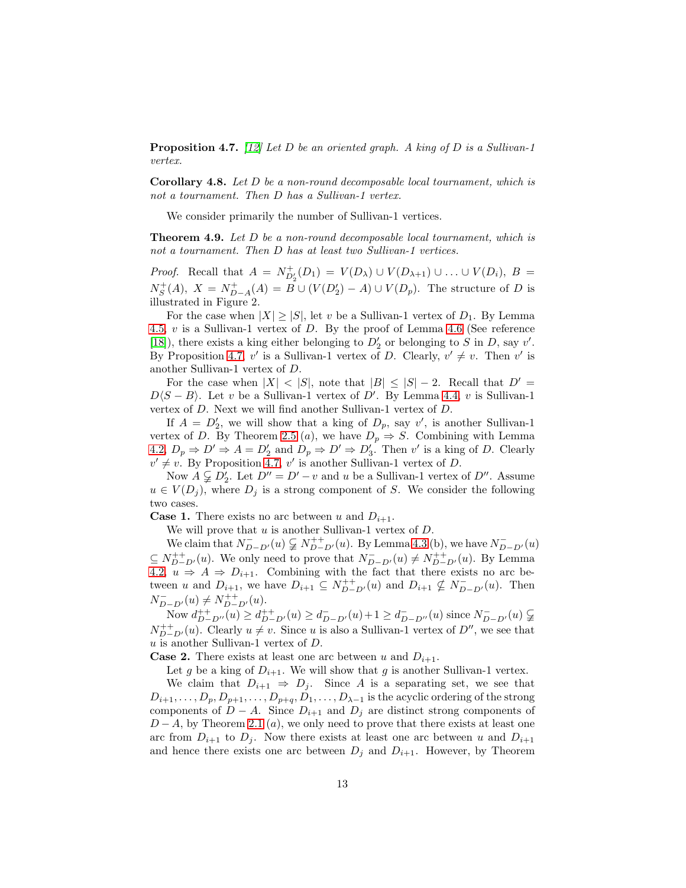**Proposition 4.7.** [12] *Let $D$ be an oriented graph. A king of $D$ is a Sullivan-1 vertex.*

**Corollary 4.8.** *Let $D$ be a non-round decomposable local tournament, which is not a tournament. Then $D$ has a Sullivan-1 vertex.*

We consider primarily the number of Sullivan-1 vertices.

**Theorem 4.9.** *Let $D$ be a non-round decomposable local tournament, which is not a tournament. Then $D$ has at least two Sullivan-1 vertices.*

*Proof.* Recall that $A = N^+_{D'_2}(D_1) = V(D_\lambda) \cup V(D_{\lambda+1}) \cup \ldots \cup V(D_i)$, $B = N^+_S(A)$, $X = N^+_{D-A}(A) = B \cup (V(D'_2) - A) \cup V(D_p)$. The structure of $D$ is illustrated in Figure 2.

For the case when $|X| \geq |S|$, let $v$ be a Sullivan-1 vertex of $D_1$. By Lemma 4.5, $v$ is a Sullivan-1 vertex of $D$. By the proof of Lemma 4.6 (See reference [18]), there exists a king either belonging to $D'_2$ or belonging to $S$ in $D$, say $v'$. By Proposition 4.7, $v'$ is a Sullivan-1 vertex of $D$. Clearly, $v' \neq v$. Then $v'$ is another Sullivan-1 vertex of $D$.

For the case when $|X| < |S|$, note that $|B| \leq |S| - 2$. Recall that $D' = D\langle S - B\rangle$. Let $v$ be a Sullivan-1 vertex of $D'$. By Lemma 4.4, $v$ is Sullivan-1 vertex of $D$. Next we will find another Sullivan-1 vertex of $D$.

If $A = D'_2$, we will show that a king of $D_p$, say $v'$, is another Sullivan-1 vertex of $D$. By Theorem 2.5 (a), we have $D_p \Rightarrow S$. Combining with Lemma 4.2, $D_p \Rightarrow D' \Rightarrow A = D'_2$ and $D_p \Rightarrow D' \Rightarrow D'_3$. Then $v'$ is a king of $D$. Clearly $v' \neq v$. By Proposition 4.7, $v'$ is another Sullivan-1 vertex of $D$.

Now $A \subsetneqq D'_2$. Let $D'' = D' - v$ and $u$ be a Sullivan-1 vertex of $D''$. Assume $u \in V(D_j)$, where $D_j$ is a strong component of $S$. We consider the following two cases.

**Case 1.** There exists no arc between $u$ and $D_{i+1}$.

We will prove that $u$ is another Sullivan-1 vertex of $D$.

We claim that $N^-_{D-D'}(u) \subsetneqq N^{++}_{D-D'}(u)$. By Lemma 4.3 (b), we have $N^-_{D-D'}(u) \subseteq N^{++}_{D-D'}(u)$. We only need to prove that $N^-_{D-D'}(u) \neq N^{++}_{D-D'}(u)$. By Lemma 4.2, $u \Rightarrow A \Rightarrow D_{i+1}$. Combining with the fact that there exists no arc between $u$ and $D_{i+1}$, we have $D_{i+1} \subseteq N^{++}_{D-D'}(u)$ and $D_{i+1} \nsubseteq N^-_{D-D'}(u)$. Then $N^-_{D-D'}(u) \neq N^{++}_{D-D'}(u)$.

Now $d^{++}_{D-D''}(u) \geq d^{++}_{D-D'}(u) \geq d^-_{D-D'}(u) + 1 \geq d^-_{D-D''}(u)$ since $N^-_{D-D'}(u) \subsetneqq N^{++}_{D-D'}(u)$. Clearly $u \neq v$. Since $u$ is also a Sullivan-1 vertex of $D''$, we see that $u$ is another Sullivan-1 vertex of $D$.

**Case 2.** There exists at least one arc between $u$ and $D_{i+1}$.

Let $g$ be a king of $D_{i+1}$. We will show that $g$ is another Sullivan-1 vertex.

We claim that $D_{i+1} \Rightarrow D_j$. Since $A$ is a separating set, we see that $D_{i+1}, \ldots, D_p, D_{p+1}, \ldots, D_{p+q}, D_1, \ldots, D_{\lambda-1}$ is the acyclic ordering of the strong components of $D - A$. Since $D_{i+1}$ and $D_j$ are distinct strong components of $D - A$, by Theorem 2.1 (a), we only need to prove that there exists at least one arc from $D_{i+1}$ to $D_j$. Now there exists at least one arc between $u$ and $D_{i+1}$ and hence there exists one arc between $D_j$ and $D_{i+1}$. However, by Theorem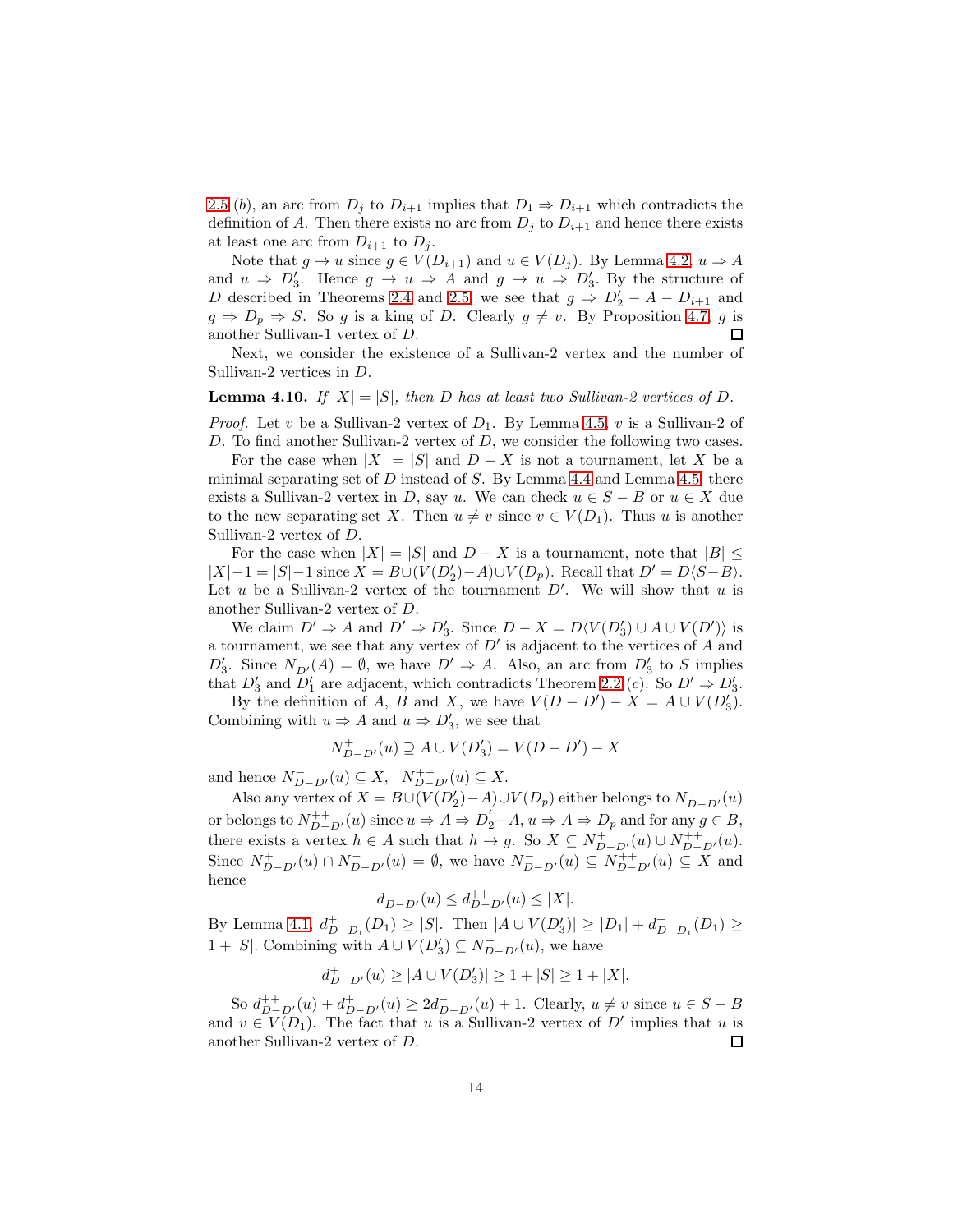2.5 $(b)$, an arc from $D_j$ to $D_{i+1}$ implies that $D_1 \Rightarrow D_{i+1}$ which contradicts the definition of $A$. Then there exists no arc from $D_j$ to $D_{i+1}$ and hence there exists at least one arc from $D_{i+1}$ to $D_j$.

Note that $g \to u$ since $g \in V(D_{i+1})$ and $u \in V(D_j)$. By Lemma 4.2, $u \Rightarrow A$ and $u \Rightarrow D_3'$. Hence $g \to u \Rightarrow A$ and $g \to u \Rightarrow D_3'$. By the structure of $D$ described in Theorems 2.4 and 2.5, we see that $g \Rightarrow D_2' - A - D_{i+1}$ and $g \Rightarrow D_p \Rightarrow S$. So $g$ is a king of $D$. Clearly $g \neq v$. By Proposition 4.7, $g$ is another Sullivan-1 vertex of $D$. $\square$

Next, we consider the existence of a Sullivan-2 vertex and the number of Sullivan-2 vertices in $D$.

**Lemma 4.10.** *If $|X| = |S|$, then $D$ has at least two Sullivan-2 vertices of $D$.*

*Proof.* Let $v$ be a Sullivan-2 vertex of $D_1$. By Lemma 4.5, $v$ is a Sullivan-2 of $D$. To find another Sullivan-2 vertex of $D$, we consider the following two cases.

For the case when $|X| = |S|$ and $D - X$ is not a tournament, let $X$ be a minimal separating set of $D$ instead of $S$. By Lemma 4.4 and Lemma 4.5, there exists a Sullivan-2 vertex in $D$, say $u$. We can check $u \in S - B$ or $u \in X$ due to the new separating set $X$. Then $u \neq v$ since $v \in V(D_1)$. Thus $u$ is another Sullivan-2 vertex of $D$.

For the case when $|X| = |S|$ and $D - X$ is a tournament, note that $|B| \leq |X| - 1 = |S| - 1$ since $X = B \cup (V(D_2') - A) \cup V(D_p)$. Recall that $D' = D\langle S - B\rangle$. Let $u$ be a Sullivan-2 vertex of the tournament $D'$. We will show that $u$ is another Sullivan-2 vertex of $D$.

We claim $D' \Rightarrow A$ and $D' \Rightarrow D_3'$. Since $D - X = D\langle V(D_3') \cup A \cup V(D')\rangle$ is a tournament, we see that any vertex of $D'$ is adjacent to the vertices of $A$ and $D_3'$. Since $N^+_{D'}(A) = \emptyset$, we have $D' \Rightarrow A$. Also, an arc from $D_3'$ to $S$ implies that $D_3'$ and $D_1'$ are adjacent, which contradicts Theorem 2.2 $(c)$. So $D' \Rightarrow D_3'$.

By the definition of $A$, $B$ and $X$, we have $V(D - D') - X = A \cup V(D_3')$. Combining with $u \Rightarrow A$ and $u \Rightarrow D_3'$, we see that

$$N^+_{D-D'}(u) \supseteq A \cup V(D_3') = V(D - D') - X$$

and hence $N^-_{D-D'}(u) \subseteq X$, $\;N^{++}_{D-D'}(u) \subseteq X$.

Also any vertex of $X = B \cup (V(D_2') - A) \cup V(D_p)$ either belongs to $N^+_{D-D'}(u)$ or belongs to $N^{++}_{D-D'}(u)$ since $u \Rightarrow A \Rightarrow D_2' - A$, $u \Rightarrow A \Rightarrow D_p$ and for any $g \in B$, there exists a vertex $h \in A$ such that $h \to g$. So $X \subseteq N^+_{D-D'}(u) \cup N^{++}_{D-D'}(u)$. Since $N^+_{D-D'}(u) \cap N^-_{D-D'}(u) = \emptyset$, we have $N^-_{D-D'}(u) \subseteq N^{++}_{D-D'}(u) \subseteq X$ and hence

$$d^-_{D-D'}(u) \leq d^{++}_{D-D'}(u) \leq |X|.$$

By Lemma 4.1, $d^+_{D-D_1}(D_1) \geq |S|$. Then $|A \cup V(D_3')| \geq |D_1| + d^+_{D-D_1}(D_1) \geq 1 + |S|$. Combining with $A \cup V(D_3') \subseteq N^+_{D-D'}(u)$, we have

$$d^+_{D-D'}(u) \geq |A \cup V(D_3')| \geq 1 + |S| \geq 1 + |X|.$$

So $d^{++}_{D-D'}(u) + d^+_{D-D'}(u) \geq 2d^-_{D-D'}(u) + 1$. Clearly, $u \neq v$ since $u \in S - B$ and $v \in V(D_1)$. The fact that $u$ is a Sullivan-2 vertex of $D'$ implies that $u$ is another Sullivan-2 vertex of $D$. $\square$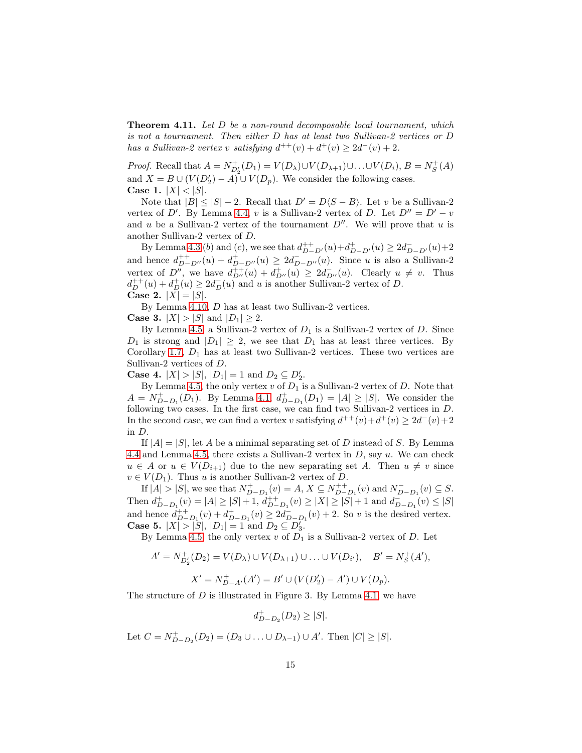**Theorem 4.11.** *Let $D$ be a non-round decomposable local tournament, which is not a tournament. Then either $D$ has at least two Sullivan-2 vertices or $D$ has a Sullivan-2 vertex $v$ satisfying $d^{++}(v) + d^{+}(v) \geq 2d^{-}(v) + 2$.*

*Proof.* Recall that $A = N^{+}_{D_2'}(D_1) = V(D_\lambda) \cup V(D_{\lambda+1}) \cup \ldots \cup V(D_i)$, $B = N^{+}_{S}(A)$ and $X = B \cup (V(D_2') - A) \cup V(D_p)$. We consider the following cases.

**Case 1.** $|X| < |S|$.

Note that $|B| \leq |S| - 2$. Recall that $D' = D\langle S - B\rangle$. Let $v$ be a Sullivan-2 vertex of $D'$. By Lemma 4.4, $v$ is a Sullivan-2 vertex of $D$. Let $D'' = D' - v$ and $u$ be a Sullivan-2 vertex of the tournament $D''$. We will prove that $u$ is another Sullivan-2 vertex of $D$.

By Lemma 4.3 (b) and (c), we see that $d^{++}_{D-D'}(u) + d^{+}_{D-D'}(u) \geq 2d^{-}_{D-D'}(u) + 2$ and hence $d^{++}_{D-D''}(u) + d^{+}_{D-D''}(u) \geq 2d^{-}_{D-D''}(u)$. Since $u$ is also a Sullivan-2 vertex of $D''$, we have $d^{++}_{D''}(u) + d^{+}_{D''}(u) \geq 2d^{-}_{D''}(u)$. Clearly $u \neq v$. Thus $d^{++}_{D}(u) + d^{+}_{D}(u) \geq 2d^{-}_{D}(u)$ and $u$ is another Sullivan-2 vertex of $D$.

**Case 2.** $|X| = |S|$.

By Lemma 4.10, $D$ has at least two Sullivan-2 vertices.

**Case 3.** $|X| > |S|$ and $|D_1| \geq 2$.

By Lemma 4.5, a Sullivan-2 vertex of $D_1$ is a Sullivan-2 vertex of $D$. Since $D_1$ is strong and $|D_1| \geq 2$, we see that $D_1$ has at least three vertices. By Corollary 1.7, $D_1$ has at least two Sullivan-2 vertices. These two vertices are Sullivan-2 vertices of $D$.

**Case 4.** $|X| > |S|$, $|D_1| = 1$ and $D_2 \subseteq D_2'$.

By Lemma 4.5, the only vertex $v$ of $D_1$ is a Sullivan-2 vertex of $D$. Note that $A = N^{+}_{D-D_1}(D_1)$. By Lemma 4.1, $d^{+}_{D-D_1}(D_1) = |A| \geq |S|$. We consider the following two cases. In the first case, we can find two Sullivan-2 vertices in $D$. In the second case, we can find a vertex $v$ satisfying $d^{++}(v) + d^{+}(v) \geq 2d^{-}(v) + 2$ in $D$.

If $|A| = |S|$, let $A$ be a minimal separating set of $D$ instead of $S$. By Lemma 4.4 and Lemma 4.5, there exists a Sullivan-2 vertex in $D$, say $u$. We can check $u \in A$ or $u \in V(D_{i+1})$ due to the new separating set $A$. Then $u \neq v$ since $v \in V(D_1)$. Thus $u$ is another Sullivan-2 vertex of $D$.

If $|A| > |S|$, we see that $N^{+}_{D-D_1}(v) = A$, $X \subseteq N^{++}_{D-D_1}(v)$ and $N^{-}_{D-D_1}(v) \subseteq S$. Then $d^{+}_{D-D_1}(v) = |A| \geq |S| + 1$, $d^{++}_{D-D_1}(v) \geq |X| \geq |S| + 1$ and $d^{-}_{D-D_1}(v) \leq |S|$ and hence $d^{++}_{D-D_1}(v) + d^{+}_{D-D_1}(v) \geq 2d^{-}_{D-D_1}(v) + 2$. So $v$ is the desired vertex.

**Case 5.** $|X| > |S|$, $|D_1| = 1$ and $D_2 \subseteq D_3'$.

By Lemma 4.5, the only vertex $v$ of $D_1$ is a Sullivan-2 vertex of $D$. Let

$$A' = N^{+}_{D_2'}(D_2) = V(D_\lambda) \cup V(D_{\lambda+1}) \cup \ldots \cup V(D_{i'}), \quad B' = N^{+}_{S}(A'),$$

$$X' = N^{+}_{D-A'}(A') = B' \cup (V(D_2') - A') \cup V(D_p).$$

The structure of $D$ is illustrated in Figure 3. By Lemma 4.1, we have

$$d^{+}_{D-D_2}(D_2) \geq |S|.$$

Let $C = N^{+}_{D-D_2}(D_2) = (D_3 \cup \ldots \cup D_{\lambda-1}) \cup A'$. Then $|C| \geq |S|$.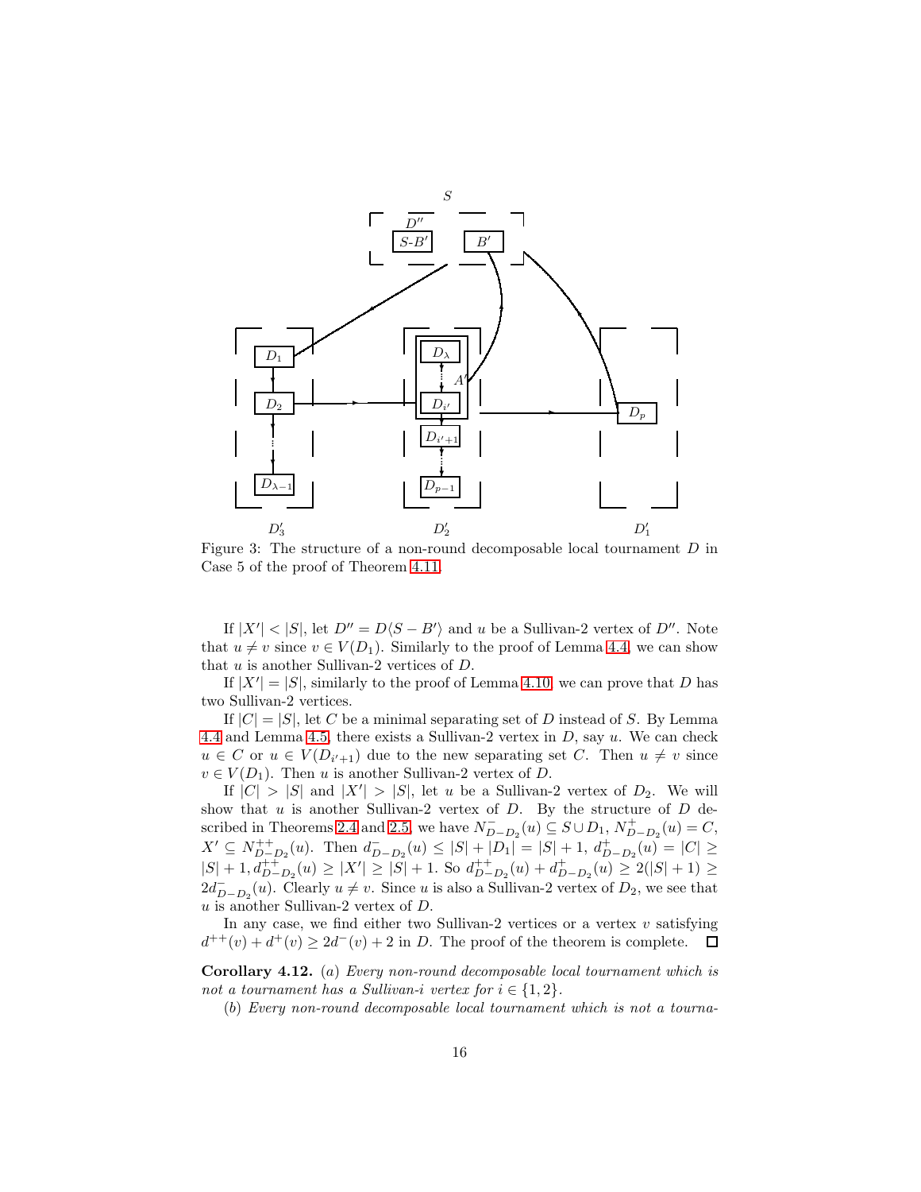Figure 3: The structure of a non-round decomposable local tournament $D$ in Case 5 of the proof of Theorem 4.11.

If $|X'| < |S|$, let $D'' = D\langle S - B'\rangle$ and $u$ be a Sullivan-2 vertex of $D''$. Note that $u \neq v$ since $v \in V(D_1)$. Similarly to the proof of Lemma 4.4, we can show that $u$ is another Sullivan-2 vertices of $D$.

If $|X'| = |S|$, similarly to the proof of Lemma 4.10, we can prove that $D$ has two Sullivan-2 vertices.

If $|C| = |S|$, let $C$ be a minimal separating set of $D$ instead of $S$. By Lemma 4.4 and Lemma 4.5, there exists a Sullivan-2 vertex in $D$, say $u$. We can check $u \in C$ or $u \in V(D_{i'+1})$ due to the new separating set $C$. Then $u \neq v$ since $v \in V(D_1)$. Then $u$ is another Sullivan-2 vertex of $D$.

If $|C| > |S|$ and $|X'| > |S|$, let $u$ be a Sullivan-2 vertex of $D_2$. We will show that $u$ is another Sullivan-2 vertex of $D$. By the structure of $D$ described in Theorems 2.4 and 2.5, we have $N^-_{D-D_2}(u) \subseteq S \cup D_1$, $N^+_{D-D_2}(u) = C$, $X' \subseteq N^{++}_{D-D_2}(u)$. Then $d^-_{D-D_2}(u) \leq |S| + |D_1| = |S|+1$, $d^+_{D-D_2}(u) = |C| \geq |S|+1, d^{++}_{D-D_2}(u) \geq |X'| \geq |S|+1$. So $d^{++}_{D-D_2}(u) + d^+_{D-D_2}(u) \geq 2(|S|+1) \geq 2d^-_{D-D_2}(u)$. Clearly $u \neq v$. Since $u$ is also a Sullivan-2 vertex of $D_2$, we see that $u$ is another Sullivan-2 vertex of $D$.

In any case, we find either two Sullivan-2 vertices or a vertex $v$ satisfying $d^{++}(v) + d^+(v) \geq 2d^-(v) + 2$ in $D$. The proof of the theorem is complete. $\square$

**Corollary 4.12.** (a) *Every non-round decomposable local tournament which is not a tournament has a Sullivan-i vertex for* $i \in \{1, 2\}$.

(b) *Every non-round decomposable local tournament which is not a tourna-*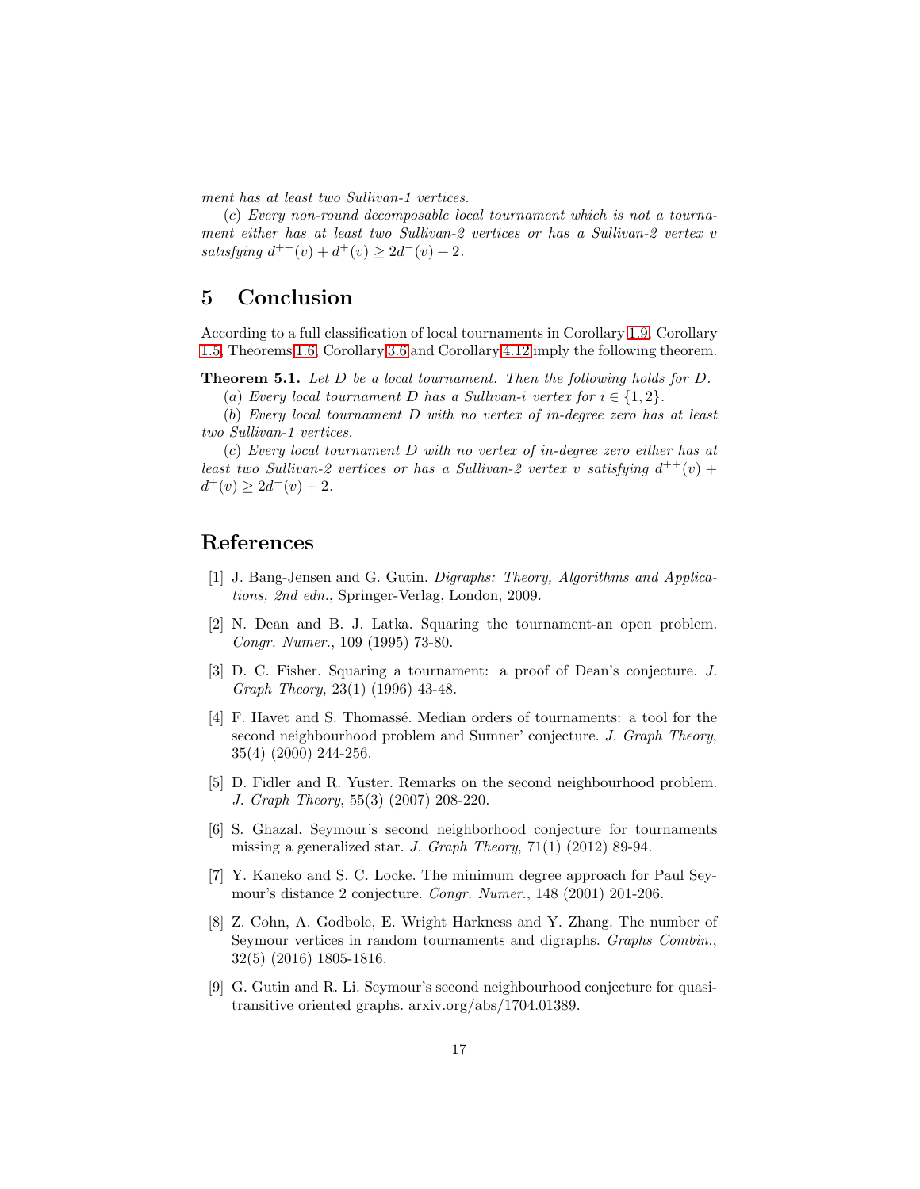*ment has at least two Sullivan-1 vertices.*

($c$) *Every non-round decomposable local tournament which is not a tournament either has at least two Sullivan-2 vertices or has a Sullivan-2 vertex $v$ satisfying $d^{++}(v) + d^{+}(v) \geq 2d^{-}(v) + 2$.*

## 5 Conclusion

According to a full classification of local tournaments in Corollary 1.9, Corollary 1.5, Theorems 1.6, Corollary 3.6 and Corollary 4.12 imply the following theorem.

**Theorem 5.1.** *Let $D$ be a local tournament. Then the following holds for $D$.*

($a$) *Every local tournament $D$ has a Sullivan-$i$ vertex for $i \in \{1, 2\}$.*

($b$) *Every local tournament $D$ with no vertex of in-degree zero has at least two Sullivan-1 vertices.*

($c$) *Every local tournament $D$ with no vertex of in-degree zero either has at least two Sullivan-2 vertices or has a Sullivan-2 vertex $v$ satisfying $d^{++}(v) + d^{+}(v) \geq 2d^{-}(v) + 2$.*

## References

[1] J. Bang-Jensen and G. Gutin. *Digraphs: Theory, Algorithms and Applications, 2nd edn.*, Springer-Verlag, London, 2009.

[2] N. Dean and B. J. Latka. Squaring the tournament-an open problem. *Congr. Numer.*, 109 (1995) 73-80.

[3] D. C. Fisher. Squaring a tournament: a proof of Dean's conjecture. *J. Graph Theory*, 23(1) (1996) 43-48.

[4] F. Havet and S. Thomassé. Median orders of tournaments: a tool for the second neighbourhood problem and Sumner' conjecture. *J. Graph Theory*, 35(4) (2000) 244-256.

[5] D. Fidler and R. Yuster. Remarks on the second neighbourhood problem. *J. Graph Theory*, 55(3) (2007) 208-220.

[6] S. Ghazal. Seymour's second neighborhood conjecture for tournaments missing a generalized star. *J. Graph Theory*, 71(1) (2012) 89-94.

[7] Y. Kaneko and S. C. Locke. The minimum degree approach for Paul Seymour's distance 2 conjecture. *Congr. Numer.*, 148 (2001) 201-206.

[8] Z. Cohn, A. Godbole, E. Wright Harkness and Y. Zhang. The number of Seymour vertices in random tournaments and digraphs. *Graphs Combin.*, 32(5) (2016) 1805-1816.

[9] G. Gutin and R. Li. Seymour's second neighbourhood conjecture for quasi-transitive oriented graphs. arxiv.org/abs/1704.01389.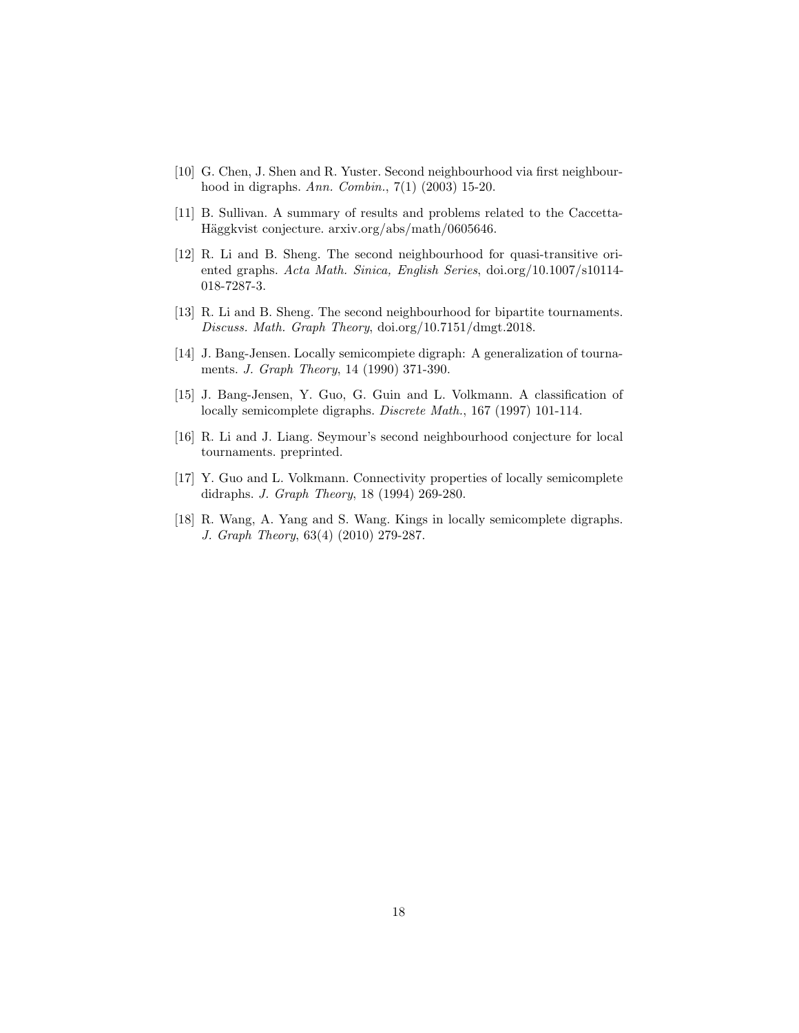[10] G. Chen, J. Shen and R. Yuster. Second neighbourhood via first neighbourhood in digraphs. *Ann. Combin.*, 7(1) (2003) 15-20.

[11] B. Sullivan. A summary of results and problems related to the Caccetta-Häggkvist conjecture. arxiv.org/abs/math/0605646.

[12] R. Li and B. Sheng. The second neighbourhood for quasi-transitive oriented graphs. *Acta Math. Sinica, English Series*, doi.org/10.1007/s10114-018-7287-3.

[13] R. Li and B. Sheng. The second neighbourhood for bipartite tournaments. *Discuss. Math. Graph Theory*, doi.org/10.7151/dmgt.2018.

[14] J. Bang-Jensen. Locally semicompiete digraph: A generalization of tournaments. *J. Graph Theory*, 14 (1990) 371-390.

[15] J. Bang-Jensen, Y. Guo, G. Guin and L. Volkmann. A classification of locally semicomplete digraphs. *Discrete Math.*, 167 (1997) 101-114.

[16] R. Li and J. Liang. Seymour's second neighbourhood conjecture for local tournaments. preprinted.

[17] Y. Guo and L. Volkmann. Connectivity properties of locally semicomplete didraphs. *J. Graph Theory*, 18 (1994) 269-280.

[18] R. Wang, A. Yang and S. Wang. Kings in locally semicomplete digraphs. *J. Graph Theory*, 63(4) (2010) 279-287.